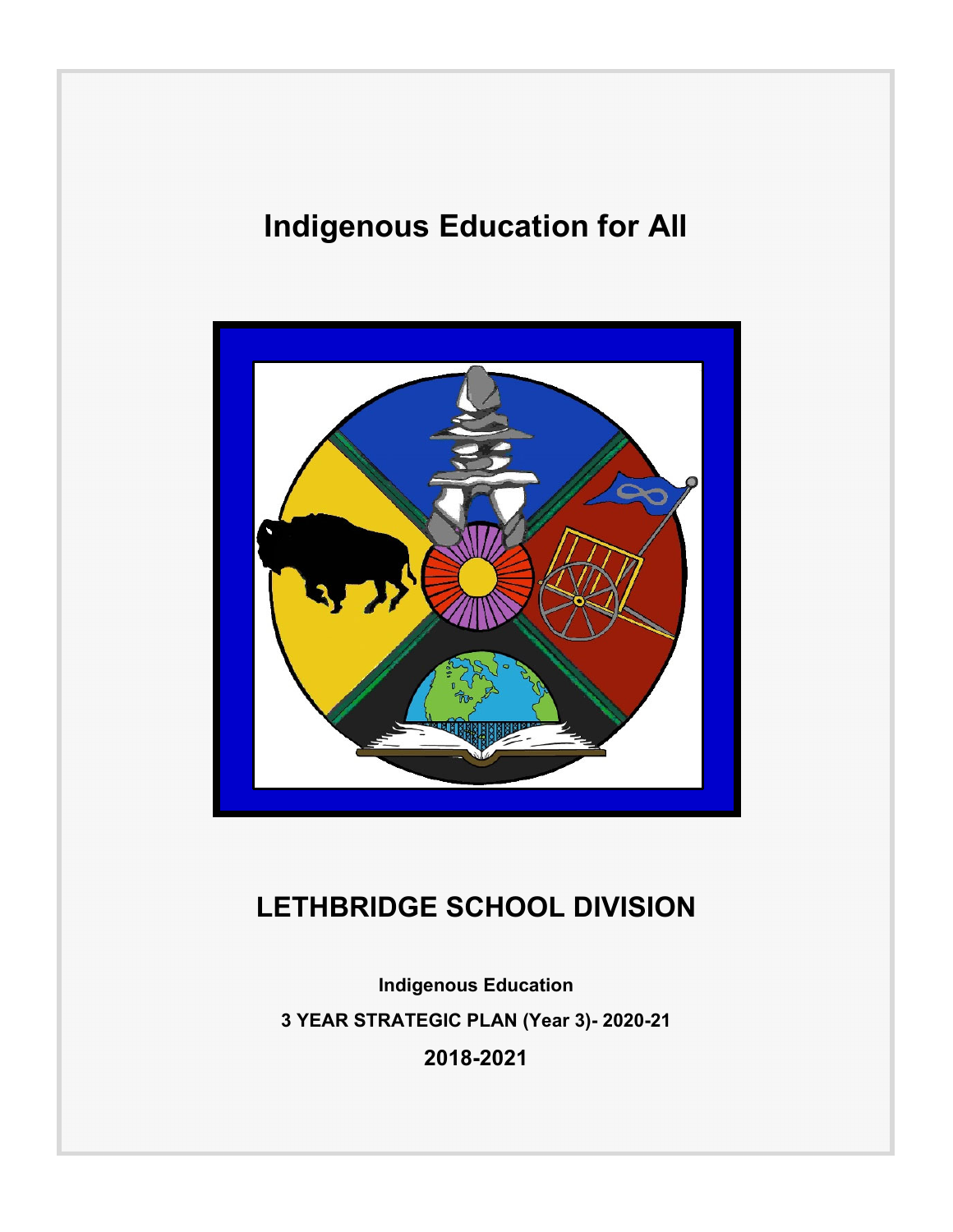# Indigenous Education for All

## LETHBRIDGE SCHOOL DIVISION

**Indigenous Education**

**3 YEAR STRATEGIC PLAN (Year 3)- 2020-21**

**2018-2021**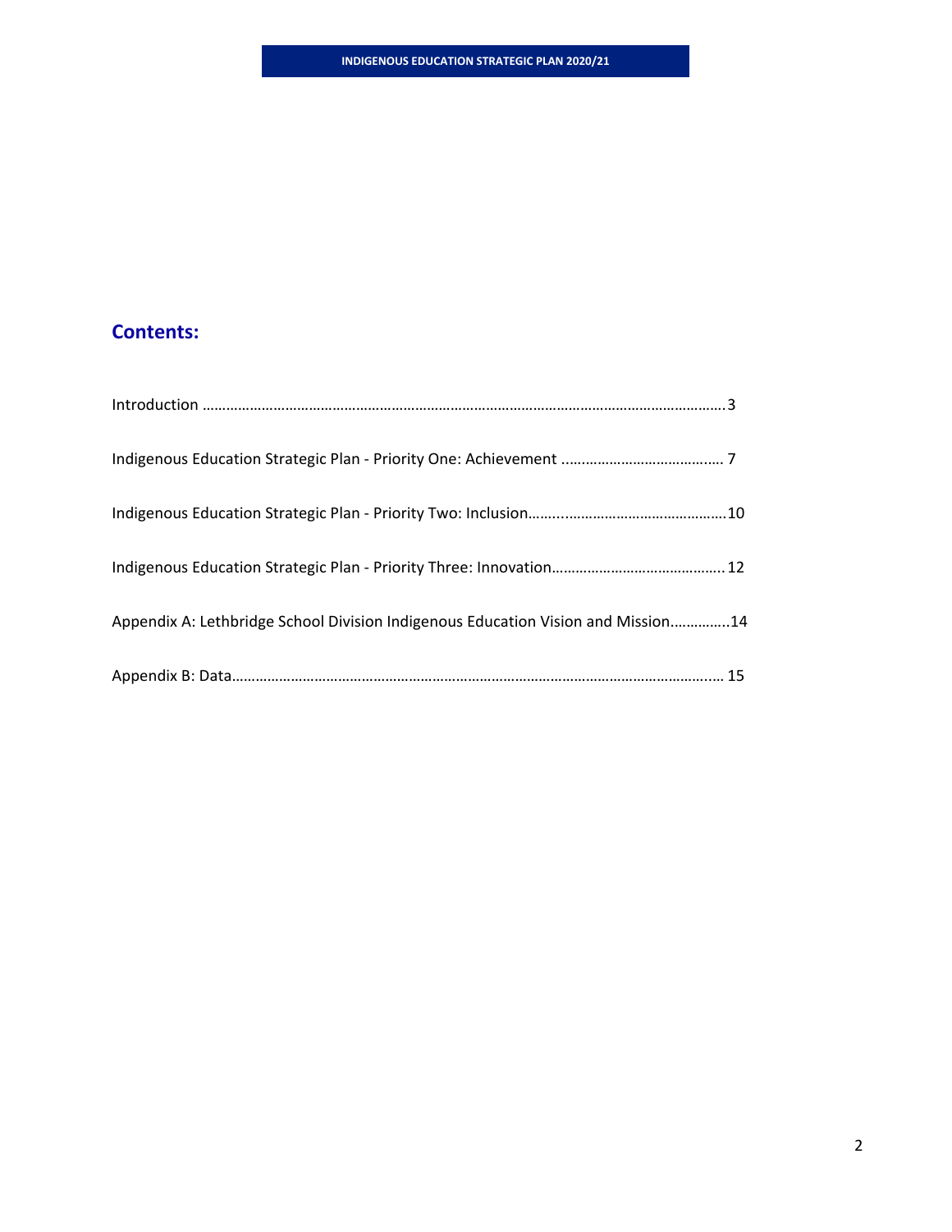## Contents:

Introduction ……………………………………………………………………………………………………………………..3

Indigenous Education Strategic Plan - Priority One: Achievement ………………………………….. 7

Indigenous Education Strategic Plan - Priority Two: Inclusion…….………………………………………10

Indigenous Education Strategic Plan - Priority Three: Innovation…………………………………….. 12

Appendix A: Lethbridge School Division Indigenous Education Vision and Mission…………..14

Appendix B: Data…………………………………………………………………………………………………….… 15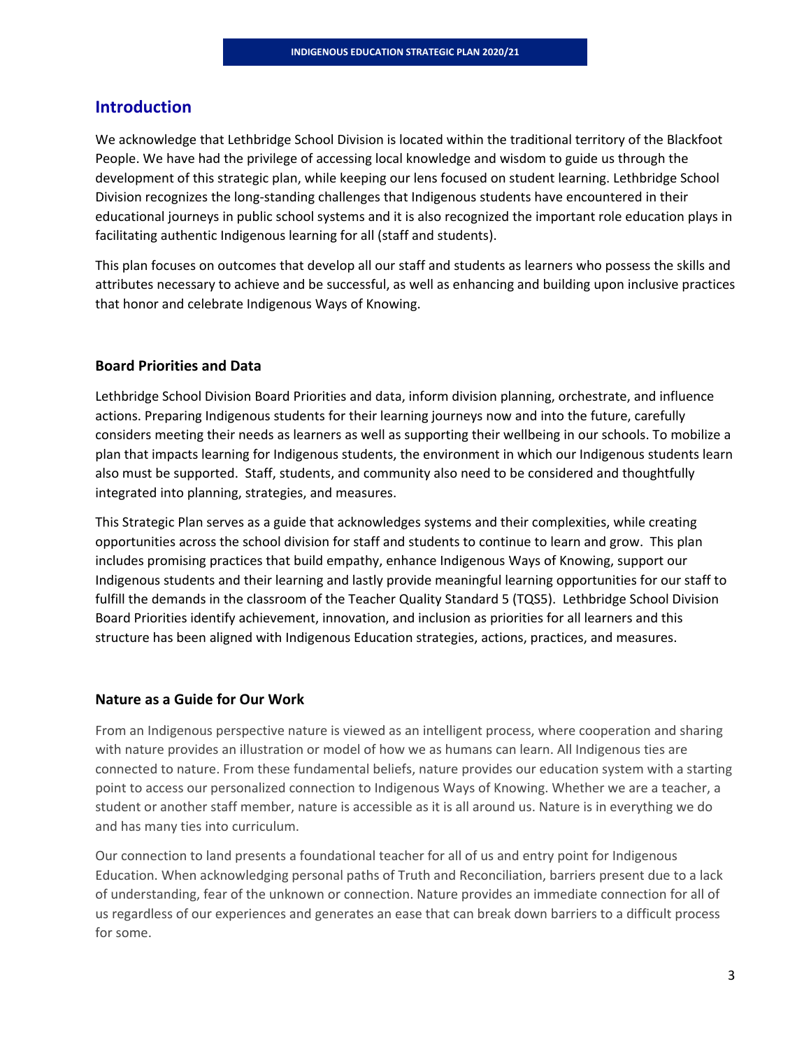## Introduction

We acknowledge that Lethbridge School Division is located within the traditional territory of the Blackfoot People. We have had the privilege of accessing local knowledge and wisdom to guide us through the development of this strategic plan, while keeping our lens focused on student learning. Lethbridge School Division recognizes the long-standing challenges that Indigenous students have encountered in their educational journeys in public school systems and it is also recognized the important role education plays in facilitating authentic Indigenous learning for all (staff and students).

This plan focuses on outcomes that develop all our staff and students as learners who possess the skills and attributes necessary to achieve and be successful, as well as enhancing and building upon inclusive practices that honor and celebrate Indigenous Ways of Knowing.

### Board Priorities and Data

Lethbridge School Division Board Priorities and data, inform division planning, orchestrate, and influence actions. Preparing Indigenous students for their learning journeys now and into the future, carefully considers meeting their needs as learners as well as supporting their wellbeing in our schools. To mobilize a plan that impacts learning for Indigenous students, the environment in which our Indigenous students learn also must be supported. Staff, students, and community also need to be considered and thoughtfully integrated into planning, strategies, and measures.

This Strategic Plan serves as a guide that acknowledges systems and their complexities, while creating opportunities across the school division for staff and students to continue to learn and grow. This plan includes promising practices that build empathy, enhance Indigenous Ways of Knowing, support our Indigenous students and their learning and lastly provide meaningful learning opportunities for our staff to fulfill the demands in the classroom of the Teacher Quality Standard 5 (TQS5). Lethbridge School Division Board Priorities identify achievement, innovation, and inclusion as priorities for all learners and this structure has been aligned with Indigenous Education strategies, actions, practices, and measures.

### Nature as a Guide for Our Work

From an Indigenous perspective nature is viewed as an intelligent process, where cooperation and sharing with nature provides an illustration or model of how we as humans can learn. All Indigenous ties are connected to nature. From these fundamental beliefs, nature provides our education system with a starting point to access our personalized connection to Indigenous Ways of Knowing. Whether we are a teacher, a student or another staff member, nature is accessible as it is all around us. Nature is in everything we do and has many ties into curriculum.

Our connection to land presents a foundational teacher for all of us and entry point for Indigenous Education. When acknowledging personal paths of Truth and Reconciliation, barriers present due to a lack of understanding, fear of the unknown or connection. Nature provides an immediate connection for all of us regardless of our experiences and generates an ease that can break down barriers to a difficult process for some.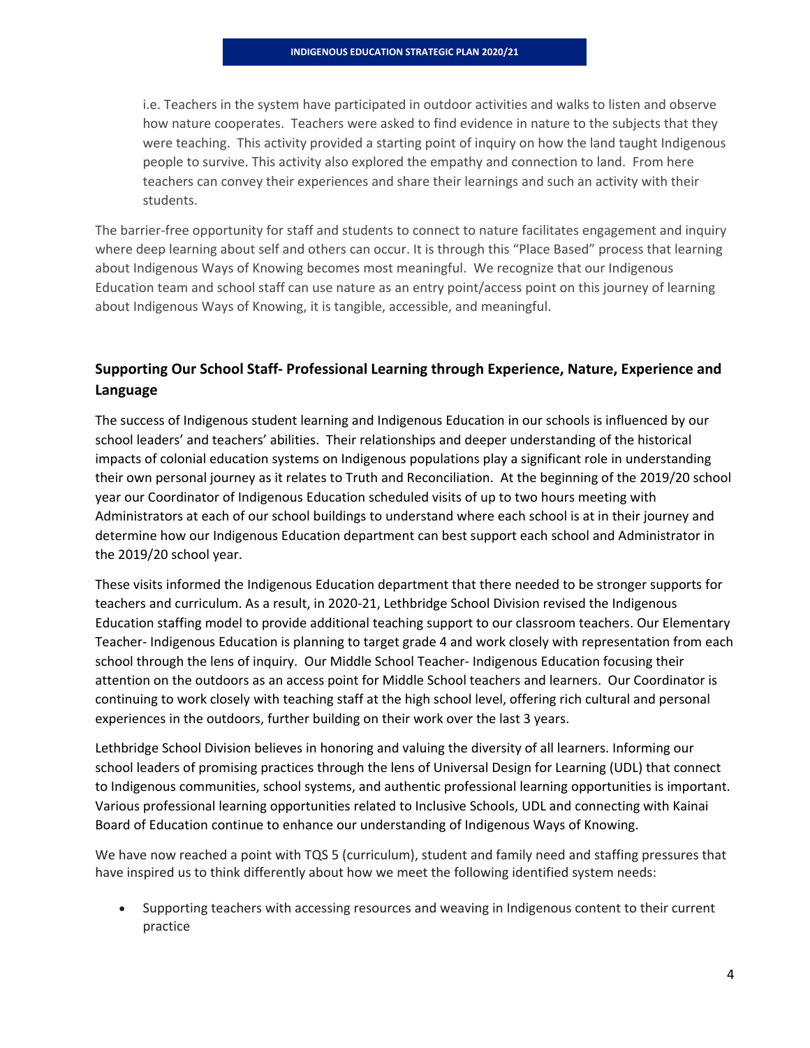i.e. Teachers in the system have participated in outdoor activities and walks to listen and observe how nature cooperates. Teachers were asked to find evidence in nature to the subjects that they were teaching. This activity provided a starting point of inquiry on how the land taught Indigenous people to survive. This activity also explored the empathy and connection to land. From here teachers can convey their experiences and share their learnings and such an activity with their students.

The barrier-free opportunity for staff and students to connect to nature facilitates engagement and inquiry where deep learning about self and others can occur. It is through this "Place Based" process that learning about Indigenous Ways of Knowing becomes most meaningful. We recognize that our Indigenous Education team and school staff can use nature as an entry point/access point on this journey of learning about Indigenous Ways of Knowing, it is tangible, accessible, and meaningful.

## Supporting Our School Staff- Professional Learning through Experience, Nature, Experience and Language

The success of Indigenous student learning and Indigenous Education in our schools is influenced by our school leaders' and teachers' abilities. Their relationships and deeper understanding of the historical impacts of colonial education systems on Indigenous populations play a significant role in understanding their own personal journey as it relates to Truth and Reconciliation. At the beginning of the 2019/20 school year our Coordinator of Indigenous Education scheduled visits of up to two hours meeting with Administrators at each of our school buildings to understand where each school is at in their journey and determine how our Indigenous Education department can best support each school and Administrator in the 2019/20 school year.

These visits informed the Indigenous Education department that there needed to be stronger supports for teachers and curriculum. As a result, in 2020-21, Lethbridge School Division revised the Indigenous Education staffing model to provide additional teaching support to our classroom teachers. Our Elementary Teacher- Indigenous Education is planning to target grade 4 and work closely with representation from each school through the lens of inquiry. Our Middle School Teacher- Indigenous Education focusing their attention on the outdoors as an access point for Middle School teachers and learners. Our Coordinator is continuing to work closely with teaching staff at the high school level, offering rich cultural and personal experiences in the outdoors, further building on their work over the last 3 years.

Lethbridge School Division believes in honoring and valuing the diversity of all learners. Informing our school leaders of promising practices through the lens of Universal Design for Learning (UDL) that connect to Indigenous communities, school systems, and authentic professional learning opportunities is important. Various professional learning opportunities related to Inclusive Schools, UDL and connecting with Kainai Board of Education continue to enhance our understanding of Indigenous Ways of Knowing.

We have now reached a point with TQS 5 (curriculum), student and family need and staffing pressures that have inspired us to think differently about how we meet the following identified system needs:

- Supporting teachers with accessing resources and weaving in Indigenous content to their current practice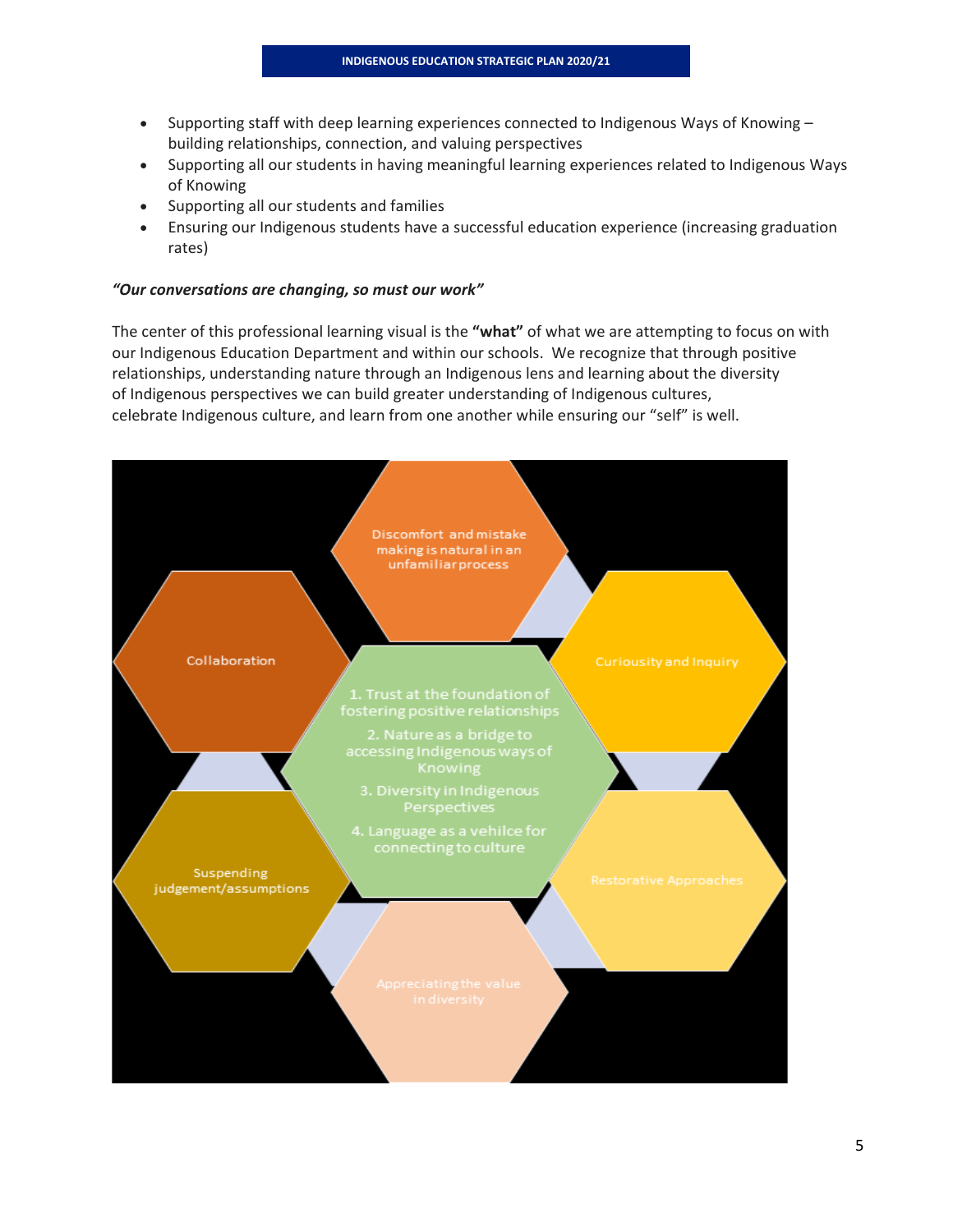- Supporting staff with deep learning experiences connected to Indigenous Ways of Knowing – building relationships, connection, and valuing perspectives
- Supporting all our students in having meaningful learning experiences related to Indigenous Ways of Knowing
- Supporting all our students and families
- Ensuring our Indigenous students have a successful education experience (increasing graduation rates)

***"Our conversations are changing, so must our work"***

The center of this professional learning visual is the **"what"** of what we are attempting to focus on with our Indigenous Education Department and within our schools. We recognize that through positive relationships, understanding nature through an Indigenous lens and learning about the diversity of Indigenous perspectives we can build greater understanding of Indigenous cultures, celebrate Indigenous culture, and learn from one another while ensuring our "self" is well.

Discomfort and mistake making is natural in an unfamiliar process

Collaboration

Curiousity and Inquiry

1. Trust at the foundation of fostering positive relationships
2. Nature as a bridge to accessing Indigenous ways of Knowing
3. Diversity in Indigenous Perspectives
4. Language as a vehilce for connecting to culture

Suspending judgement/assumptions

Restorative Approaches

Appreciating the value in diversity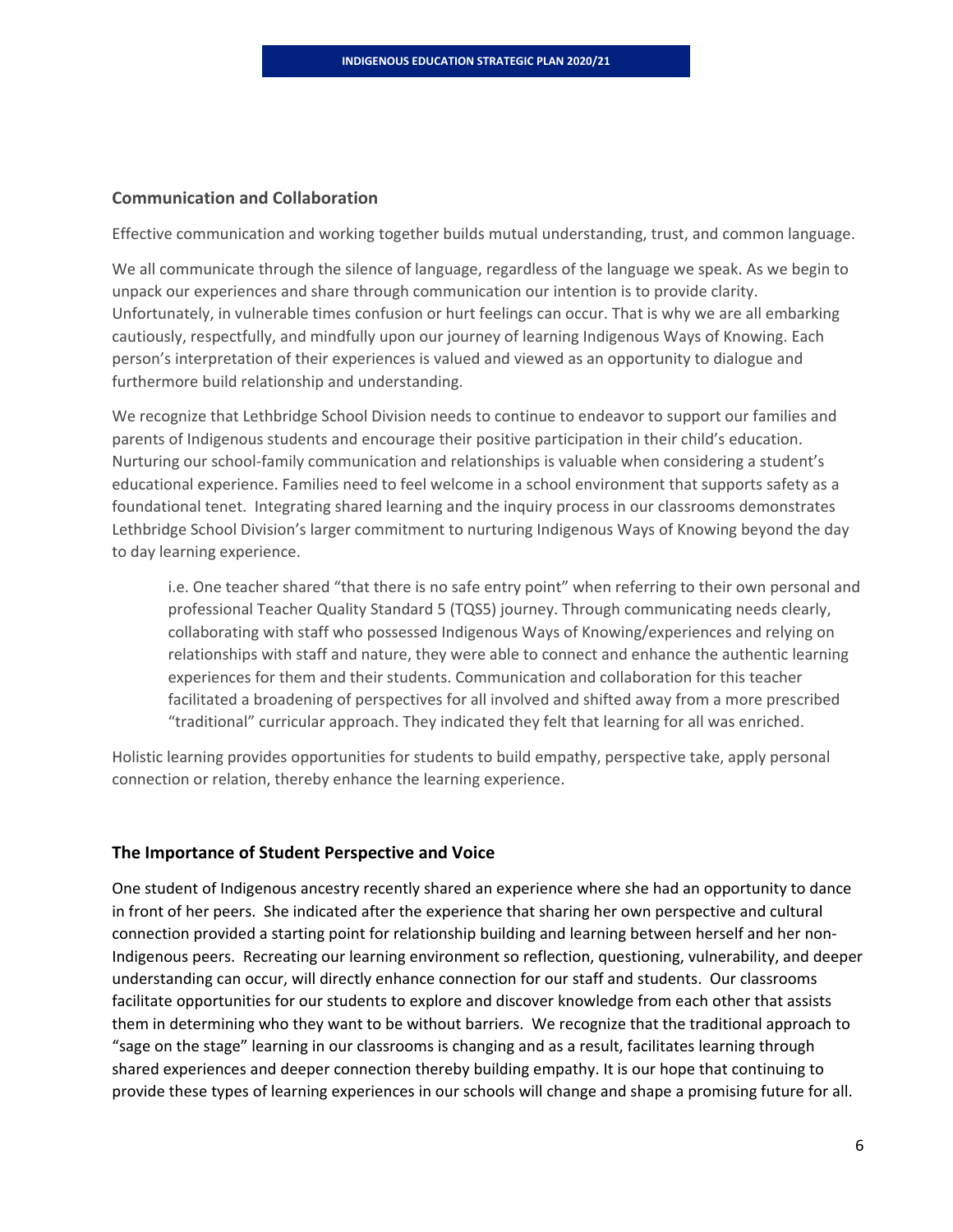## Communication and Collaboration

Effective communication and working together builds mutual understanding, trust, and common language.

We all communicate through the silence of language, regardless of the language we speak. As we begin to unpack our experiences and share through communication our intention is to provide clarity. Unfortunately, in vulnerable times confusion or hurt feelings can occur. That is why we are all embarking cautiously, respectfully, and mindfully upon our journey of learning Indigenous Ways of Knowing. Each person's interpretation of their experiences is valued and viewed as an opportunity to dialogue and furthermore build relationship and understanding.

We recognize that Lethbridge School Division needs to continue to endeavor to support our families and parents of Indigenous students and encourage their positive participation in their child's education. Nurturing our school-family communication and relationships is valuable when considering a student's educational experience. Families need to feel welcome in a school environment that supports safety as a foundational tenet. Integrating shared learning and the inquiry process in our classrooms demonstrates Lethbridge School Division's larger commitment to nurturing Indigenous Ways of Knowing beyond the day to day learning experience.

> i.e. One teacher shared "that there is no safe entry point" when referring to their own personal and professional Teacher Quality Standard 5 (TQS5) journey. Through communicating needs clearly, collaborating with staff who possessed Indigenous Ways of Knowing/experiences and relying on relationships with staff and nature, they were able to connect and enhance the authentic learning experiences for them and their students. Communication and collaboration for this teacher facilitated a broadening of perspectives for all involved and shifted away from a more prescribed "traditional" curricular approach. They indicated they felt that learning for all was enriched.

Holistic learning provides opportunities for students to build empathy, perspective take, apply personal connection or relation, thereby enhance the learning experience.

## The Importance of Student Perspective and Voice

One student of Indigenous ancestry recently shared an experience where she had an opportunity to dance in front of her peers. She indicated after the experience that sharing her own perspective and cultural connection provided a starting point for relationship building and learning between herself and her non-Indigenous peers. Recreating our learning environment so reflection, questioning, vulnerability, and deeper understanding can occur, will directly enhance connection for our staff and students. Our classrooms facilitate opportunities for our students to explore and discover knowledge from each other that assists them in determining who they want to be without barriers. We recognize that the traditional approach to "sage on the stage" learning in our classrooms is changing and as a result, facilitates learning through shared experiences and deeper connection thereby building empathy. It is our hope that continuing to provide these types of learning experiences in our schools will change and shape a promising future for all.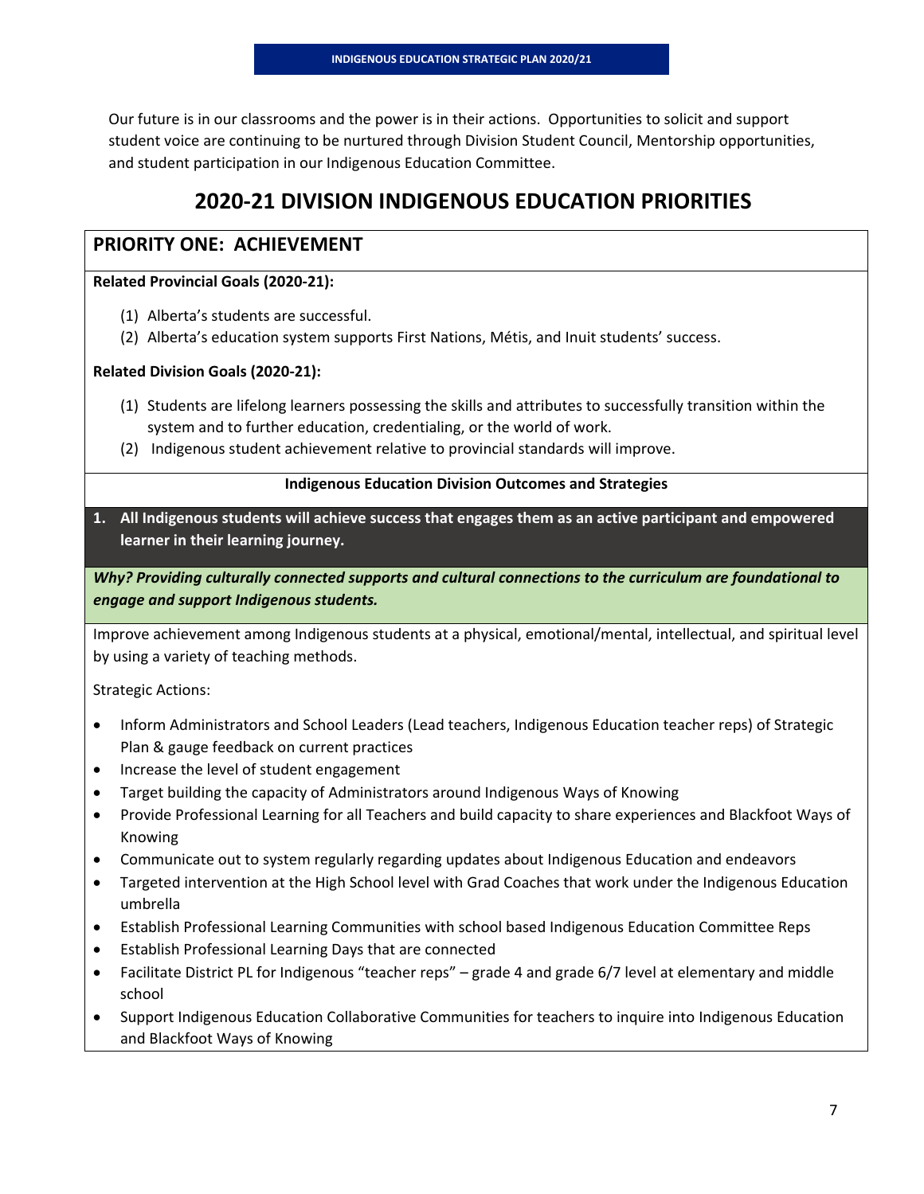Our future is in our classrooms and the power is in their actions. Opportunities to solicit and support student voice are continuing to be nurtured through Division Student Council, Mentorship opportunities, and student participation in our Indigenous Education Committee.

# 2020-21 DIVISION INDIGENOUS EDUCATION PRIORITIES

## PRIORITY ONE: ACHIEVEMENT

**Related Provincial Goals (2020-21):**

(1) Alberta's students are successful.
(2) Alberta's education system supports First Nations, Métis, and Inuit students' success.

**Related Division Goals (2020-21):**

(1) Students are lifelong learners possessing the skills and attributes to successfully transition within the system and to further education, credentialing, or the world of work.
(2) Indigenous student achievement relative to provincial standards will improve.

**Indigenous Education Division Outcomes and Strategies**

**1. All Indigenous students will achieve success that engages them as an active participant and empowered learner in their learning journey.**

***Why? Providing culturally connected supports and cultural connections to the curriculum are foundational to engage and support Indigenous students.***

Improve achievement among Indigenous students at a physical, emotional/mental, intellectual, and spiritual level by using a variety of teaching methods.

Strategic Actions:

- Inform Administrators and School Leaders (Lead teachers, Indigenous Education teacher reps) of Strategic Plan & gauge feedback on current practices
- Increase the level of student engagement
- Target building the capacity of Administrators around Indigenous Ways of Knowing
- Provide Professional Learning for all Teachers and build capacity to share experiences and Blackfoot Ways of Knowing
- Communicate out to system regularly regarding updates about Indigenous Education and endeavors
- Targeted intervention at the High School level with Grad Coaches that work under the Indigenous Education umbrella
- Establish Professional Learning Communities with school based Indigenous Education Committee Reps
- Establish Professional Learning Days that are connected
- Facilitate District PL for Indigenous "teacher reps" – grade 4 and grade 6/7 level at elementary and middle school
- Support Indigenous Education Collaborative Communities for teachers to inquire into Indigenous Education and Blackfoot Ways of Knowing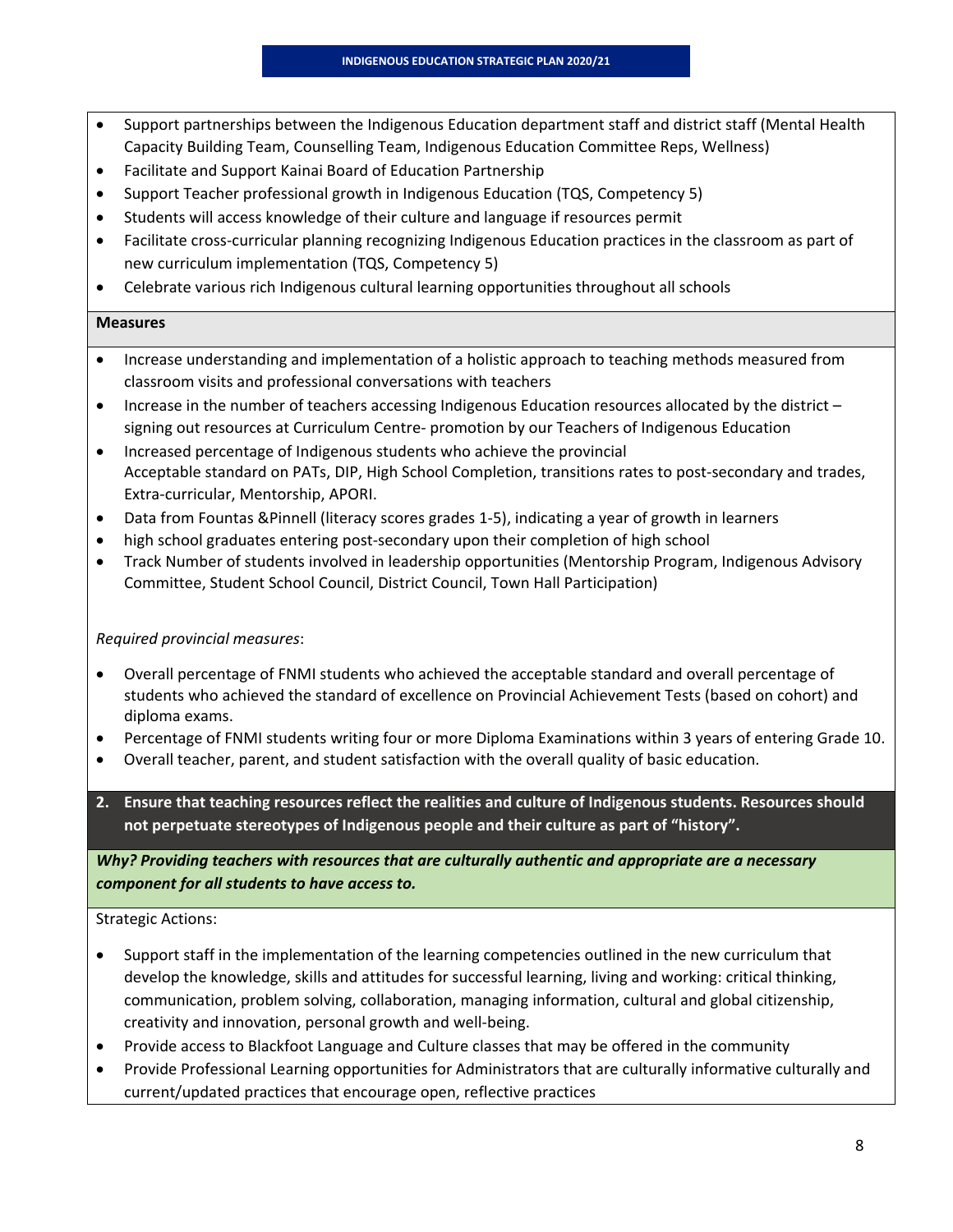- Support partnerships between the Indigenous Education department staff and district staff (Mental Health Capacity Building Team, Counselling Team, Indigenous Education Committee Reps, Wellness)
- Facilitate and Support Kainai Board of Education Partnership
- Support Teacher professional growth in Indigenous Education (TQS, Competency 5)
- Students will access knowledge of their culture and language if resources permit
- Facilitate cross-curricular planning recognizing Indigenous Education practices in the classroom as part of new curriculum implementation (TQS, Competency 5)
- Celebrate various rich Indigenous cultural learning opportunities throughout all schools

**Measures**

- Increase understanding and implementation of a holistic approach to teaching methods measured from classroom visits and professional conversations with teachers
- Increase in the number of teachers accessing Indigenous Education resources allocated by the district – signing out resources at Curriculum Centre- promotion by our Teachers of Indigenous Education
- Increased percentage of Indigenous students who achieve the provincial Acceptable standard on PATs, DIP, High School Completion, transitions rates to post-secondary and trades, Extra-curricular, Mentorship, APORI.
- Data from Fountas &Pinnell (literacy scores grades 1-5), indicating a year of growth in learners
- high school graduates entering post-secondary upon their completion of high school
- Track Number of students involved in leadership opportunities (Mentorship Program, Indigenous Advisory Committee, Student School Council, District Council, Town Hall Participation)

*Required provincial measures*:

- Overall percentage of FNMI students who achieved the acceptable standard and overall percentage of students who achieved the standard of excellence on Provincial Achievement Tests (based on cohort) and diploma exams.
- Percentage of FNMI students writing four or more Diploma Examinations within 3 years of entering Grade 10.
- Overall teacher, parent, and student satisfaction with the overall quality of basic education.

**2. Ensure that teaching resources reflect the realities and culture of Indigenous students. Resources should not perpetuate stereotypes of Indigenous people and their culture as part of "history".**

***Why? Providing teachers with resources that are culturally authentic and appropriate are a necessary component for all students to have access to.***

Strategic Actions:

- Support staff in the implementation of the learning competencies outlined in the new curriculum that develop the knowledge, skills and attitudes for successful learning, living and working: critical thinking, communication, problem solving, collaboration, managing information, cultural and global citizenship, creativity and innovation, personal growth and well-being.
- Provide access to Blackfoot Language and Culture classes that may be offered in the community
- Provide Professional Learning opportunities for Administrators that are culturally informative culturally and current/updated practices that encourage open, reflective practices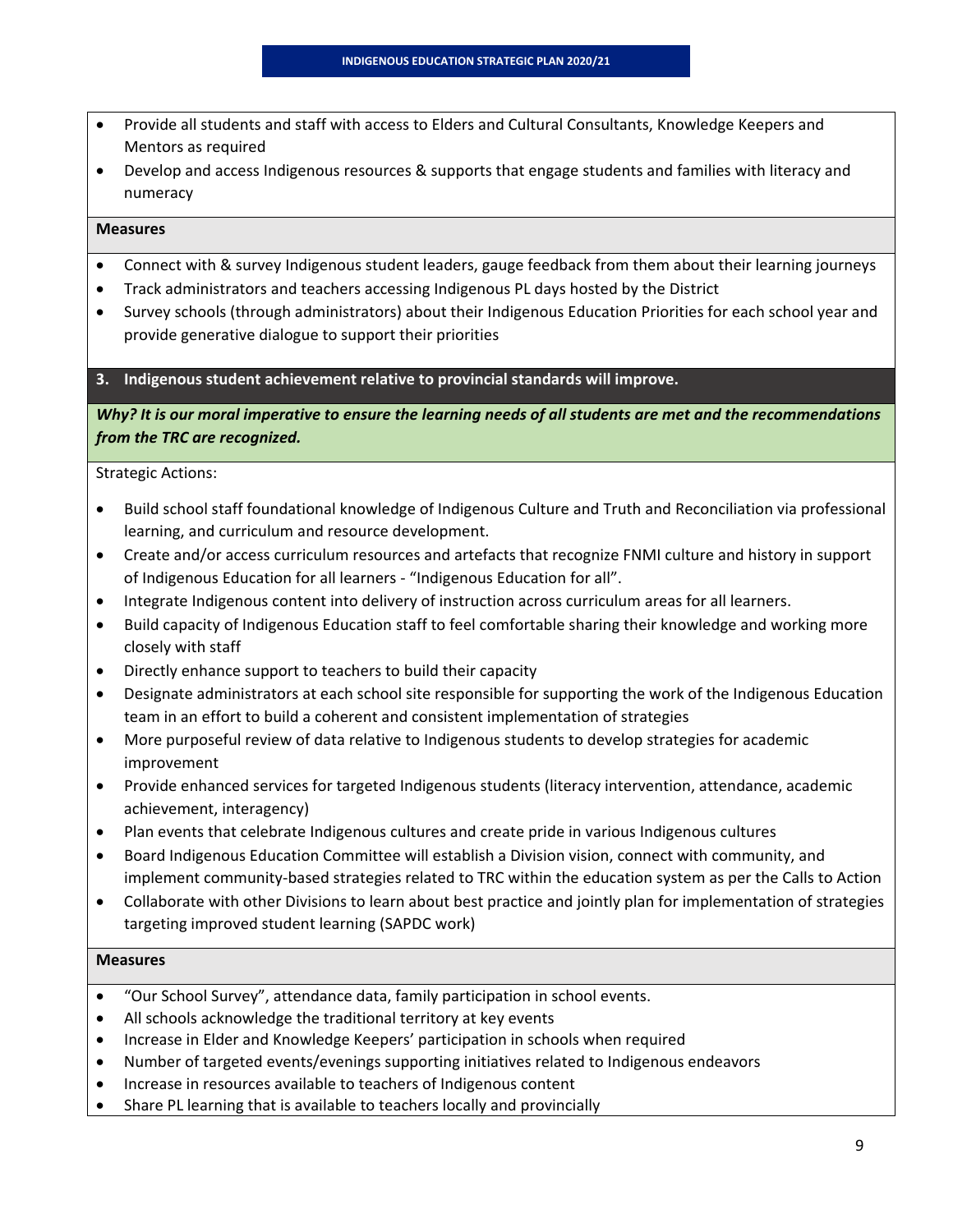- Provide all students and staff with access to Elders and Cultural Consultants, Knowledge Keepers and Mentors as required
- Develop and access Indigenous resources & supports that engage students and families with literacy and numeracy

**Measures**

- Connect with & survey Indigenous student leaders, gauge feedback from them about their learning journeys
- Track administrators and teachers accessing Indigenous PL days hosted by the District
- Survey schools (through administrators) about their Indigenous Education Priorities for each school year and provide generative dialogue to support their priorities

**3. Indigenous student achievement relative to provincial standards will improve.**

***Why? It is our moral imperative to ensure the learning needs of all students are met and the recommendations from the TRC are recognized.***

Strategic Actions:

- Build school staff foundational knowledge of Indigenous Culture and Truth and Reconciliation via professional learning, and curriculum and resource development.
- Create and/or access curriculum resources and artefacts that recognize FNMI culture and history in support of Indigenous Education for all learners - "Indigenous Education for all".
- Integrate Indigenous content into delivery of instruction across curriculum areas for all learners.
- Build capacity of Indigenous Education staff to feel comfortable sharing their knowledge and working more closely with staff
- Directly enhance support to teachers to build their capacity
- Designate administrators at each school site responsible for supporting the work of the Indigenous Education team in an effort to build a coherent and consistent implementation of strategies
- More purposeful review of data relative to Indigenous students to develop strategies for academic improvement
- Provide enhanced services for targeted Indigenous students (literacy intervention, attendance, academic achievement, interagency)
- Plan events that celebrate Indigenous cultures and create pride in various Indigenous cultures
- Board Indigenous Education Committee will establish a Division vision, connect with community, and implement community-based strategies related to TRC within the education system as per the Calls to Action
- Collaborate with other Divisions to learn about best practice and jointly plan for implementation of strategies targeting improved student learning (SAPDC work)

**Measures**

- "Our School Survey", attendance data, family participation in school events.
- All schools acknowledge the traditional territory at key events
- Increase in Elder and Knowledge Keepers' participation in schools when required
- Number of targeted events/evenings supporting initiatives related to Indigenous endeavors
- Increase in resources available to teachers of Indigenous content
- Share PL learning that is available to teachers locally and provincially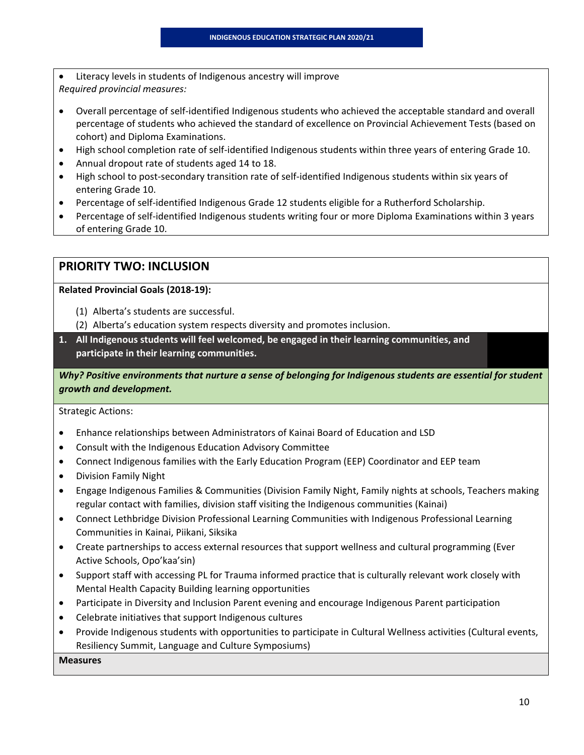- Literacy levels in students of Indigenous ancestry will improve

*Required provincial measures:*

- Overall percentage of self-identified Indigenous students who achieved the acceptable standard and overall percentage of students who achieved the standard of excellence on Provincial Achievement Tests (based on cohort) and Diploma Examinations.
- High school completion rate of self-identified Indigenous students within three years of entering Grade 10.
- Annual dropout rate of students aged 14 to 18.
- High school to post-secondary transition rate of self-identified Indigenous students within six years of entering Grade 10.
- Percentage of self-identified Indigenous Grade 12 students eligible for a Rutherford Scholarship.
- Percentage of self-identified Indigenous students writing four or more Diploma Examinations within 3 years of entering Grade 10.

## PRIORITY TWO: INCLUSION

**Related Provincial Goals (2018-19):**

(1) Alberta's students are successful.
(2) Alberta's education system respects diversity and promotes inclusion.

**1. All Indigenous students will feel welcomed, be engaged in their learning communities, and participate in their learning communities.**

***Why? Positive environments that nurture a sense of belonging for Indigenous students are essential for student growth and development.***

Strategic Actions:

- Enhance relationships between Administrators of Kainai Board of Education and LSD
- Consult with the Indigenous Education Advisory Committee
- Connect Indigenous families with the Early Education Program (EEP) Coordinator and EEP team
- Division Family Night
- Engage Indigenous Families & Communities (Division Family Night, Family nights at schools, Teachers making regular contact with families, division staff visiting the Indigenous communities (Kainai)
- Connect Lethbridge Division Professional Learning Communities with Indigenous Professional Learning Communities in Kainai, Piikani, Siksika
- Create partnerships to access external resources that support wellness and cultural programming (Ever Active Schools, Opo'kaa'sin)
- Support staff with accessing PL for Trauma informed practice that is culturally relevant work closely with Mental Health Capacity Building learning opportunities
- Participate in Diversity and Inclusion Parent evening and encourage Indigenous Parent participation
- Celebrate initiatives that support Indigenous cultures
- Provide Indigenous students with opportunities to participate in Cultural Wellness activities (Cultural events, Resiliency Summit, Language and Culture Symposiums)

**Measures**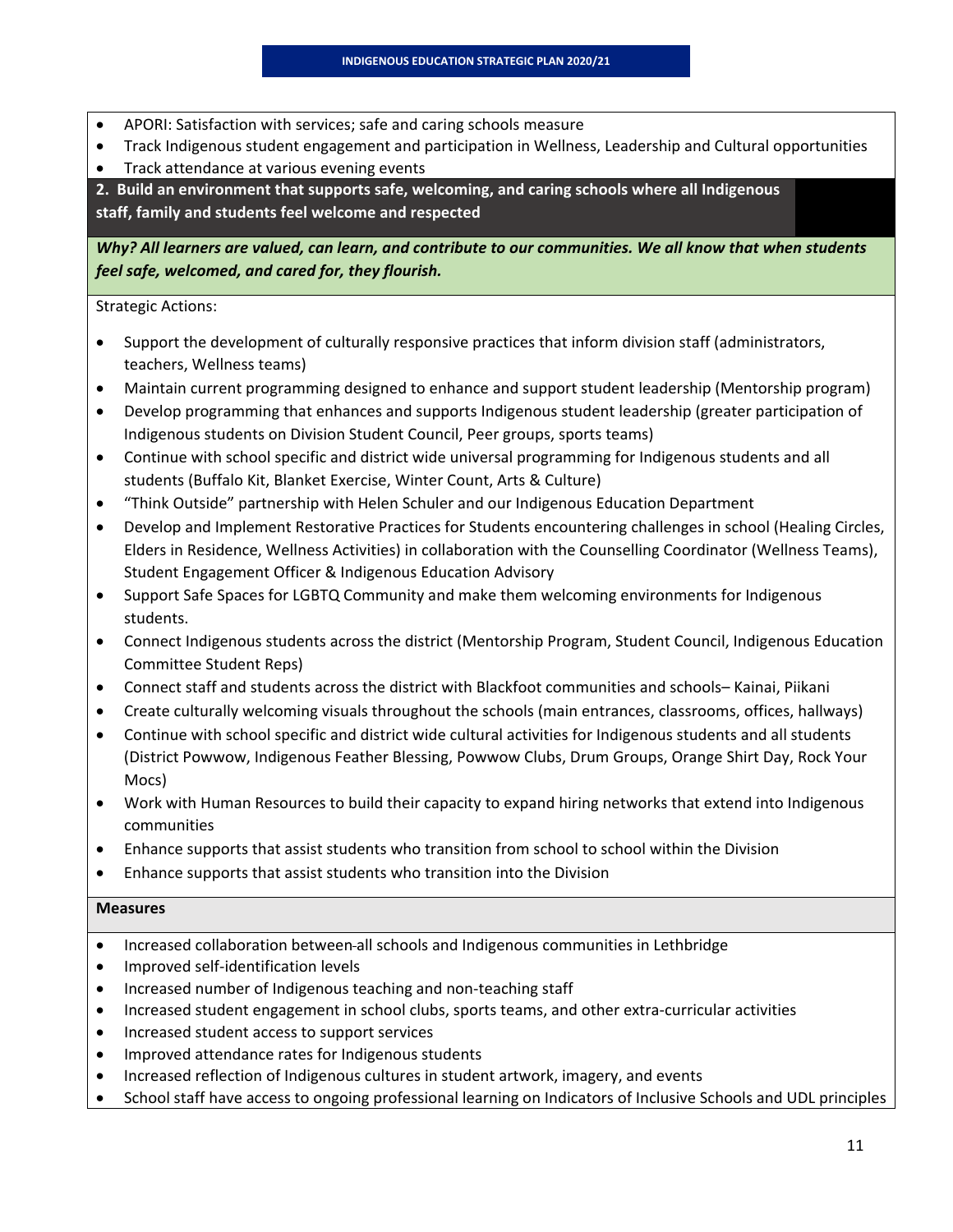- APORI: Satisfaction with services; safe and caring schools measure
- Track Indigenous student engagement and participation in Wellness, Leadership and Cultural opportunities
- Track attendance at various evening events

## 2. Build an environment that supports safe, welcoming, and caring schools where all Indigenous staff, family and students feel welcome and respected

***Why? All learners are valued, can learn, and contribute to our communities. We all know that when students feel safe, welcomed, and cared for, they flourish.***

Strategic Actions:

- Support the development of culturally responsive practices that inform division staff (administrators, teachers, Wellness teams)
- Maintain current programming designed to enhance and support student leadership (Mentorship program)
- Develop programming that enhances and supports Indigenous student leadership (greater participation of Indigenous students on Division Student Council, Peer groups, sports teams)
- Continue with school specific and district wide universal programming for Indigenous students and all students (Buffalo Kit, Blanket Exercise, Winter Count, Arts & Culture)
- "Think Outside" partnership with Helen Schuler and our Indigenous Education Department
- Develop and Implement Restorative Practices for Students encountering challenges in school (Healing Circles, Elders in Residence, Wellness Activities) in collaboration with the Counselling Coordinator (Wellness Teams), Student Engagement Officer & Indigenous Education Advisory
- Support Safe Spaces for LGBTQ Community and make them welcoming environments for Indigenous students.
- Connect Indigenous students across the district (Mentorship Program, Student Council, Indigenous Education Committee Student Reps)
- Connect staff and students across the district with Blackfoot communities and schools– Kainai, Piikani
- Create culturally welcoming visuals throughout the schools (main entrances, classrooms, offices, hallways)
- Continue with school specific and district wide cultural activities for Indigenous students and all students (District Powwow, Indigenous Feather Blessing, Powwow Clubs, Drum Groups, Orange Shirt Day, Rock Your Mocs)
- Work with Human Resources to build their capacity to expand hiring networks that extend into Indigenous communities
- Enhance supports that assist students who transition from school to school within the Division
- Enhance supports that assist students who transition into the Division

**Measures**

- Increased collaboration between all schools and Indigenous communities in Lethbridge
- Improved self-identification levels
- Increased number of Indigenous teaching and non-teaching staff
- Increased student engagement in school clubs, sports teams, and other extra-curricular activities
- Increased student access to support services
- Improved attendance rates for Indigenous students
- Increased reflection of Indigenous cultures in student artwork, imagery, and events
- School staff have access to ongoing professional learning on Indicators of Inclusive Schools and UDL principles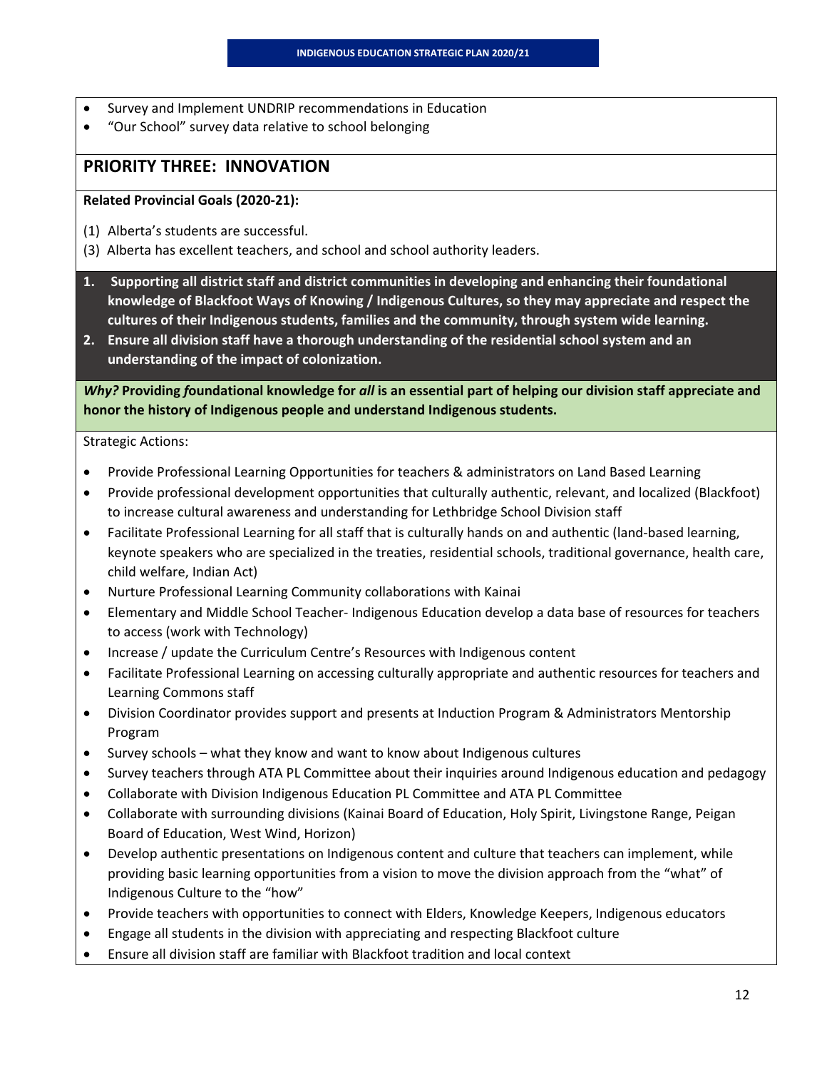- Survey and Implement UNDRIP recommendations in Education
- "Our School" survey data relative to school belonging

## PRIORITY THREE: INNOVATION

**Related Provincial Goals (2020-21):**

(1) Alberta's students are successful.
(3) Alberta has excellent teachers, and school and school authority leaders.

**1. Supporting all district staff and district communities in developing and enhancing their foundational knowledge of Blackfoot Ways of Knowing / Indigenous Cultures, so they may appreciate and respect the cultures of their Indigenous students, families and the community, through system wide learning.**

**2. Ensure all division staff have a thorough understanding of the residential school system and an understanding of the impact of colonization.**

***Why?* Providing *f*oundational knowledge for *all* is an essential part of helping our division staff appreciate and honor the history of Indigenous people and understand Indigenous students.**

Strategic Actions:

- Provide Professional Learning Opportunities for teachers & administrators on Land Based Learning
- Provide professional development opportunities that culturally authentic, relevant, and localized (Blackfoot) to increase cultural awareness and understanding for Lethbridge School Division staff
- Facilitate Professional Learning for all staff that is culturally hands on and authentic (land-based learning, keynote speakers who are specialized in the treaties, residential schools, traditional governance, health care, child welfare, Indian Act)
- Nurture Professional Learning Community collaborations with Kainai
- Elementary and Middle School Teacher- Indigenous Education develop a data base of resources for teachers to access (work with Technology)
- Increase / update the Curriculum Centre's Resources with Indigenous content
- Facilitate Professional Learning on accessing culturally appropriate and authentic resources for teachers and Learning Commons staff
- Division Coordinator provides support and presents at Induction Program & Administrators Mentorship Program
- Survey schools – what they know and want to know about Indigenous cultures
- Survey teachers through ATA PL Committee about their inquiries around Indigenous education and pedagogy
- Collaborate with Division Indigenous Education PL Committee and ATA PL Committee
- Collaborate with surrounding divisions (Kainai Board of Education, Holy Spirit, Livingstone Range, Peigan Board of Education, West Wind, Horizon)
- Develop authentic presentations on Indigenous content and culture that teachers can implement, while providing basic learning opportunities from a vision to move the division approach from the "what" of Indigenous Culture to the "how"
- Provide teachers with opportunities to connect with Elders, Knowledge Keepers, Indigenous educators
- Engage all students in the division with appreciating and respecting Blackfoot culture
- Ensure all division staff are familiar with Blackfoot tradition and local context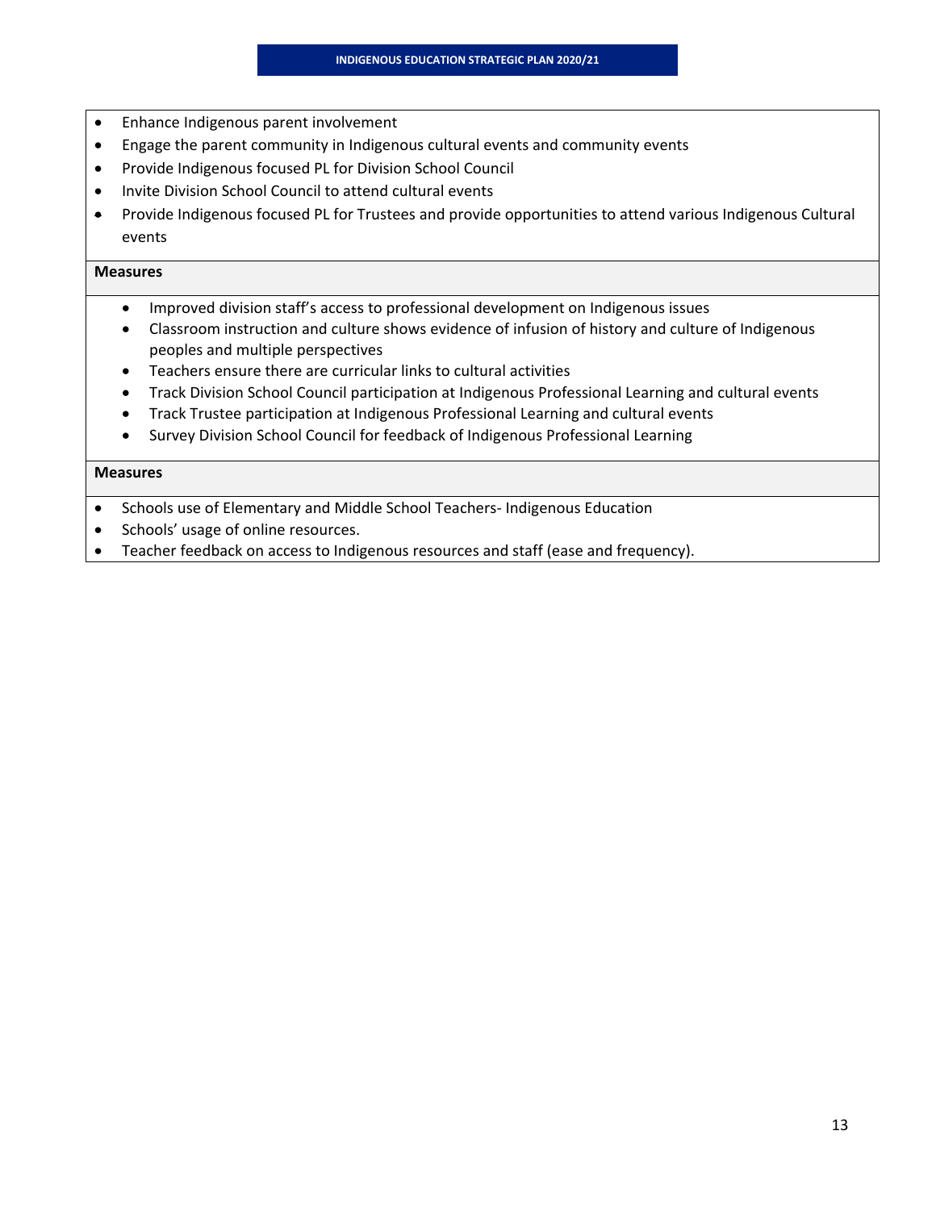- Enhance Indigenous parent involvement
- Engage the parent community in Indigenous cultural events and community events
- Provide Indigenous focused PL for Division School Council
- Invite Division School Council to attend cultural events
- Provide Indigenous focused PL for Trustees and provide opportunities to attend various Indigenous Cultural events

**Measures**

- Improved division staff's access to professional development on Indigenous issues
- Classroom instruction and culture shows evidence of infusion of history and culture of Indigenous peoples and multiple perspectives
- Teachers ensure there are curricular links to cultural activities
- Track Division School Council participation at Indigenous Professional Learning and cultural events
- Track Trustee participation at Indigenous Professional Learning and cultural events
- Survey Division School Council for feedback of Indigenous Professional Learning

**Measures**

- Schools use of Elementary and Middle School Teachers- Indigenous Education
- Schools' usage of online resources.
- Teacher feedback on access to Indigenous resources and staff (ease and frequency).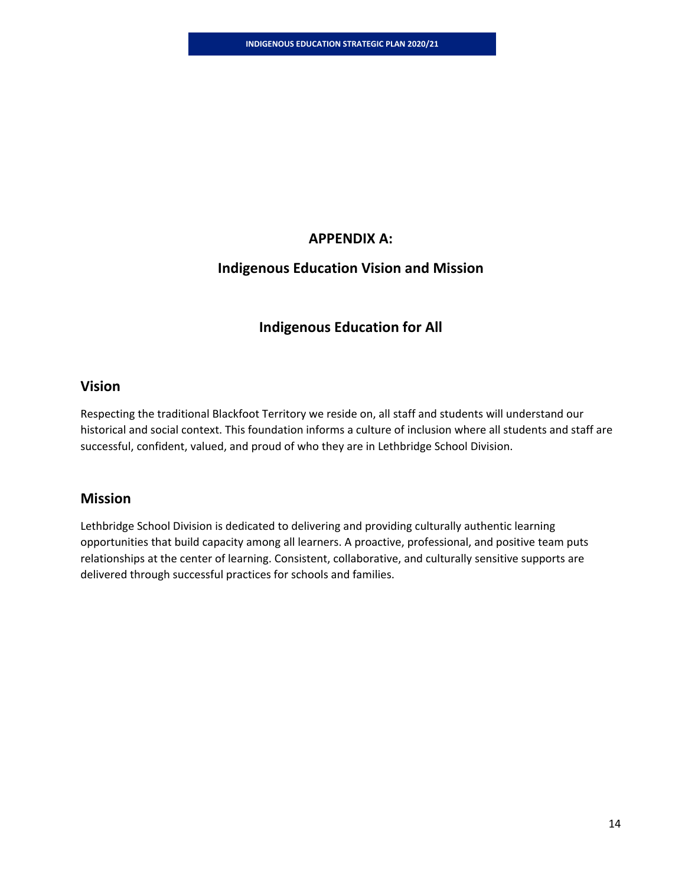# APPENDIX A:

## Indigenous Education Vision and Mission

## Indigenous Education for All

### Vision

Respecting the traditional Blackfoot Territory we reside on, all staff and students will understand our historical and social context. This foundation informs a culture of inclusion where all students and staff are successful, confident, valued, and proud of who they are in Lethbridge School Division.

### Mission

Lethbridge School Division is dedicated to delivering and providing culturally authentic learning opportunities that build capacity among all learners. A proactive, professional, and positive team puts relationships at the center of learning. Consistent, collaborative, and culturally sensitive supports are delivered through successful practices for schools and families.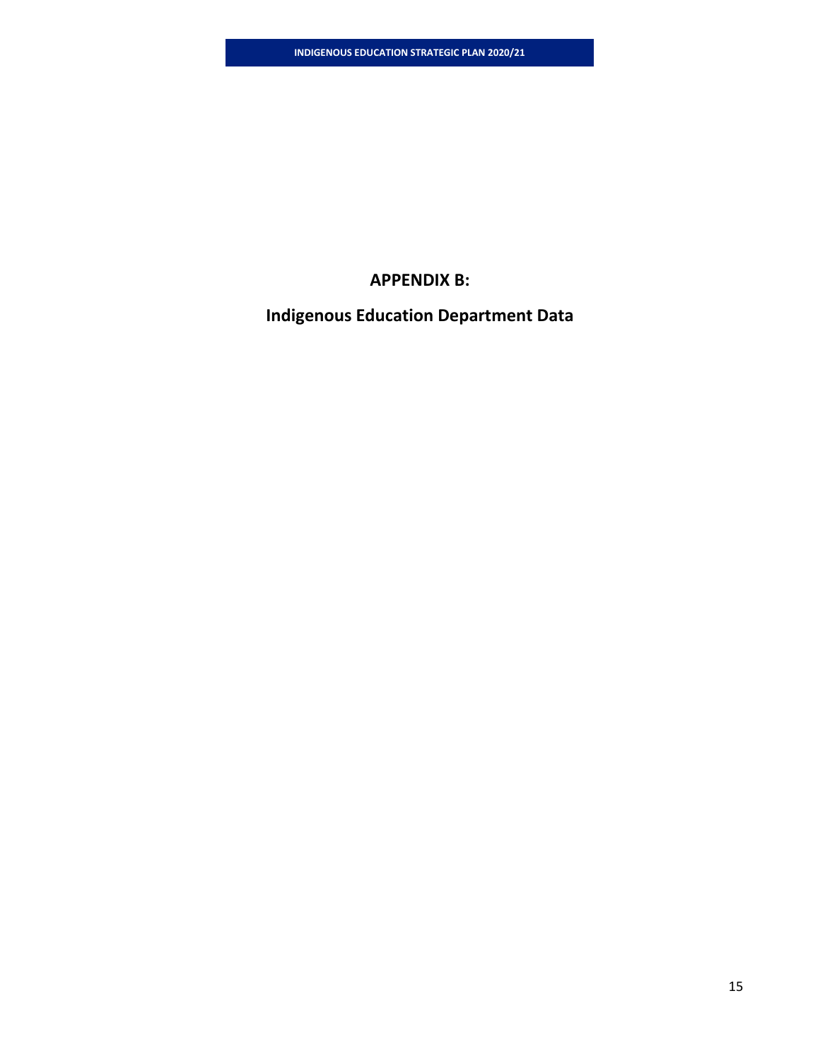# APPENDIX B:

## Indigenous Education Department Data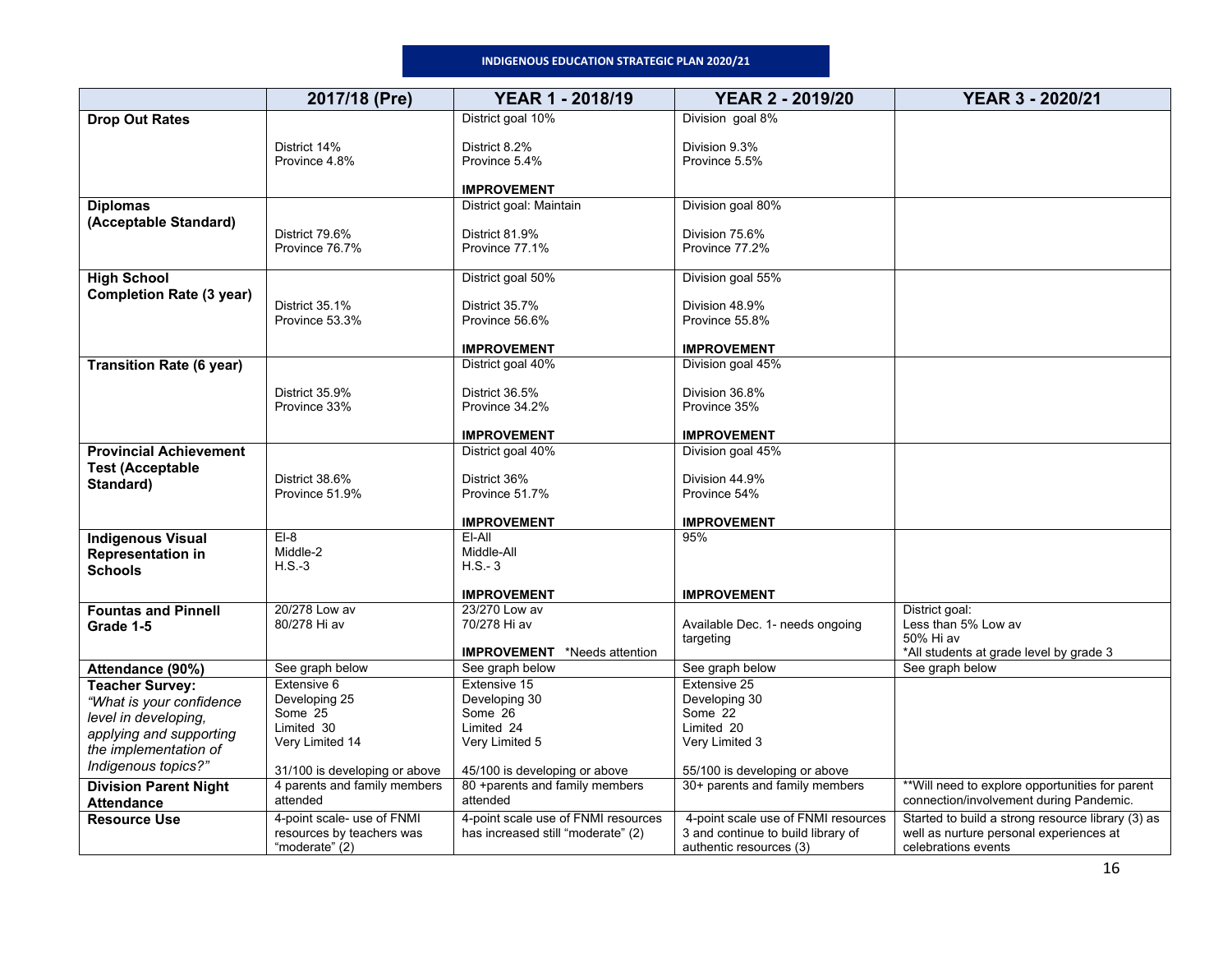## INDIGENOUS EDUCATION STRATEGIC PLAN 2020/21

| | 2017/18 (Pre) | YEAR 1 - 2018/19 | YEAR 2 - 2019/20 | YEAR 3 - 2020/21 |
|---|---|---|---|---|
| **Drop Out Rates** | District 14%<br>Province 4.8% | District goal 10%<br><br>District 8.2%<br>Province 5.4%<br><br>**IMPROVEMENT** | Division goal 8%<br><br>Division 9.3%<br>Province 5.5% | |
| **Diplomas (Acceptable Standard)** | District 79.6%<br>Province 76.7% | District goal: Maintain<br><br>District 81.9%<br>Province 77.1% | Division goal 80%<br><br>Division 75.6%<br>Province 77.2% | |
| **High School Completion Rate (3 year)** | District 35.1%<br>Province 53.3% | District goal 50%<br><br>District 35.7%<br>Province 56.6%<br><br>**IMPROVEMENT** | Division goal 55%<br><br>Division 48.9%<br>Province 55.8%<br><br>**IMPROVEMENT** | |
| **Transition Rate (6 year)** | District 35.9%<br>Province 33% | District goal 40%<br><br>District 36.5%<br>Province 34.2%<br><br>**IMPROVEMENT** | Division goal 45%<br><br>Division 36.8%<br>Province 35%<br><br>**IMPROVEMENT** | |
| **Provincial Achievement Test (Acceptable Standard)** | District 38.6%<br>Province 51.9% | District goal 40%<br><br>District 36%<br>Province 51.7%<br><br>**IMPROVEMENT** | Division goal 45%<br><br>Division 44.9%<br>Province 54%<br><br>**IMPROVEMENT** | |
| **Indigenous Visual Representation in Schools** | El-8<br>Middle-2<br>H.S.-3 | El-All<br>Middle-All<br>H.S.- 3<br><br>**IMPROVEMENT** | 95%<br><br>**IMPROVEMENT** | |
| **Fountas and Pinnell Grade 1-5** | 20/278 Low av<br>80/278 Hi av | 23/270 Low av<br>70/278 Hi av<br><br>**IMPROVEMENT** *Needs attention | Available Dec. 1- needs ongoing targeting | District goal:<br>Less than 5% Low av<br>50% Hi av<br>*All students at grade level by grade 3 |
| **Attendance (90%)** | See graph below | See graph below | See graph below | See graph below |
| **Teacher Survey:** *"What is your confidence level in developing, applying and supporting the implementation of Indigenous topics?"* | Extensive 6<br>Developing 25<br>Some 25<br>Limited 30<br>Very Limited 14<br><br>31/100 is developing or above | Extensive 15<br>Developing 30<br>Some 26<br>Limited 24<br>Very Limited 5<br><br>45/100 is developing or above | Extensive 25<br>Developing 30<br>Some 22<br>Limited 20<br>Very Limited 3<br><br>55/100 is developing or above | |
| **Division Parent Night Attendance** | 4 parents and family members attended | 80 +parents and family members attended | 30+ parents and family members | **Will need to explore opportunities for parent connection/involvement during Pandemic. |
| **Resource Use** | 4-point scale- use of FNMI resources by teachers was "moderate" (2) | 4-point scale use of FNMI resources has increased still "moderate" (2) | 4-point scale use of FNMI resources 3 and continue to build library of authentic resources (3) | Started to build a strong resource library (3) as well as nurture personal experiences at celebrations events |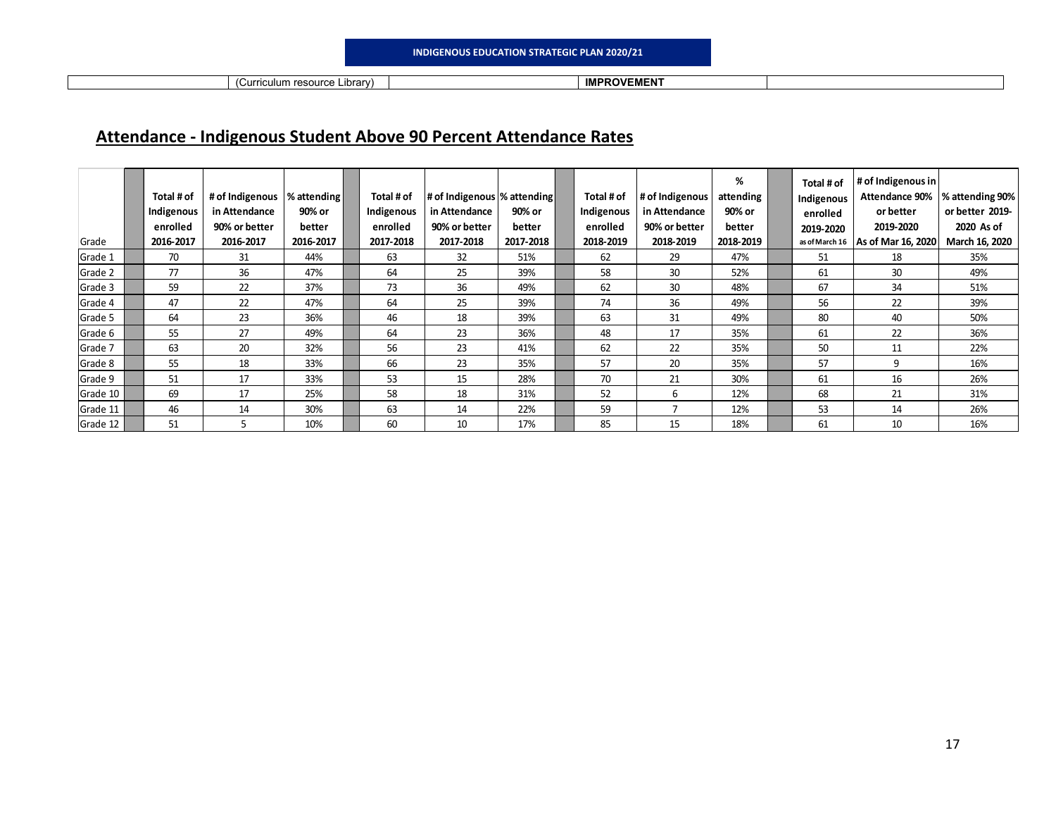**INDIGENOUS EDUCATION STRATEGIC PLAN 2020/21**

| | (Curriculum resource Library) | | **IMPROVEMENT** | |
|---|---|---|---|---|

## Attendance - Indigenous Student Above 90 Percent Attendance Rates

| Grade | Total # of Indigenous enrolled 2016-2017 | # of Indigenous in Attendance 90% or better 2016-2017 | % attending 90% or better 2016-2017 | Total # of Indigenous enrolled 2017-2018 | # of Indigenous in Attendance 90% or better 2017-2018 | % attending 90% or better 2017-2018 | Total # of Indigenous enrolled 2018-2019 | # of Indigenous in Attendance 90% or better 2018-2019 | % attending 90% or better 2018-2019 | Total # of Indigenous enrolled 2019-2020 as of March 16 | # of Indigenous in Attendance 90% or better 2019-2020 As of Mar 16, 2020 | % attending 90% or better 2019-2020 As of March 16, 2020 |
|---|---|---|---|---|---|---|---|---|---|---|---|---|
| Grade 1 | 70 | 31 | 44% | 63 | 32 | 51% | 62 | 29 | 47% | 51 | 18 | 35% |
| Grade 2 | 77 | 36 | 47% | 64 | 25 | 39% | 58 | 30 | 52% | 61 | 30 | 49% |
| Grade 3 | 59 | 22 | 37% | 73 | 36 | 49% | 62 | 30 | 48% | 67 | 34 | 51% |
| Grade 4 | 47 | 22 | 47% | 64 | 25 | 39% | 74 | 36 | 49% | 56 | 22 | 39% |
| Grade 5 | 64 | 23 | 36% | 46 | 18 | 39% | 63 | 31 | 49% | 80 | 40 | 50% |
| Grade 6 | 55 | 27 | 49% | 64 | 23 | 36% | 48 | 17 | 35% | 61 | 22 | 36% |
| Grade 7 | 63 | 20 | 32% | 56 | 23 | 41% | 62 | 22 | 35% | 50 | 11 | 22% |
| Grade 8 | 55 | 18 | 33% | 66 | 23 | 35% | 57 | 20 | 35% | 57 | 9 | 16% |
| Grade 9 | 51 | 17 | 33% | 53 | 15 | 28% | 70 | 21 | 30% | 61 | 16 | 26% |
| Grade 10 | 69 | 17 | 25% | 58 | 18 | 31% | 52 | 6 | 12% | 68 | 21 | 31% |
| Grade 11 | 46 | 14 | 30% | 63 | 14 | 22% | 59 | 7 | 12% | 53 | 14 | 26% |
| Grade 12 | 51 | 5 | 10% | 60 | 10 | 17% | 85 | 15 | 18% | 61 | 10 | 16% |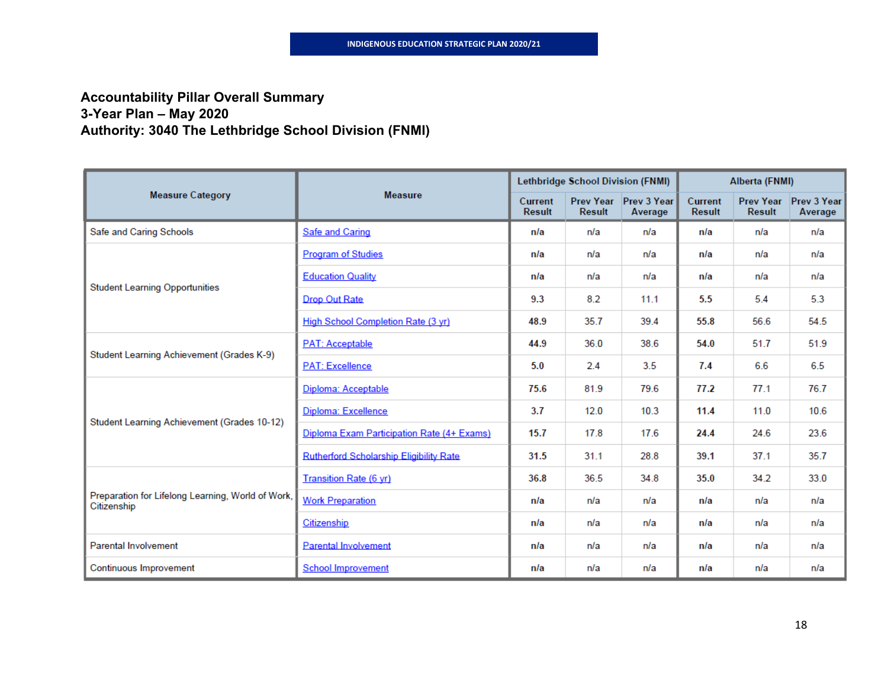INDIGENOUS EDUCATION STRATEGIC PLAN 2020/21

## Accountability Pillar Overall Summary
## 3-Year Plan – May 2020
## Authority: 3040 The Lethbridge School Division (FNMI)

| Measure Category | Measure | Lethbridge School Division (FNMI) | | | Alberta (FNMI) | | |
|---|---|---|---|---|---|---|---|
| | | Current Result | Prev Year Result | Prev 3 Year Average | Current Result | Prev Year Result | Prev 3 Year Average |
| Safe and Caring Schools | Safe and Caring | **n/a** | n/a | n/a | **n/a** | n/a | n/a |
| Student Learning Opportunities | Program of Studies | **n/a** | n/a | n/a | **n/a** | n/a | n/a |
| | Education Quality | **n/a** | n/a | n/a | **n/a** | n/a | n/a |
| | Drop Out Rate | 9.3 | 8.2 | 11.1 | **5.5** | 5.4 | 5.3 |
| | High School Completion Rate (3 yr) | **48.9** | 35.7 | 39.4 | **55.8** | 56.6 | 54.5 |
| Student Learning Achievement (Grades K-9) | PAT: Acceptable | **44.9** | 36.0 | 38.6 | **54.0** | 51.7 | 51.9 |
| | PAT: Excellence | **5.0** | 2.4 | 3.5 | **7.4** | 6.6 | 6.5 |
| Student Learning Achievement (Grades 10-12) | Diploma: Acceptable | **75.6** | 81.9 | 79.6 | **77.2** | 77.1 | 76.7 |
| | Diploma: Excellence | **3.7** | 12.0 | 10.3 | **11.4** | 11.0 | 10.6 |
| | Diploma Exam Participation Rate (4+ Exams) | **15.7** | 17.8 | 17.6 | **24.4** | 24.6 | 23.6 |
| | Rutherford Scholarship Eligibility Rate | **31.5** | 31.1 | 28.8 | **39.1** | 37.1 | 35.7 |
| Preparation for Lifelong Learning, World of Work, Citizenship | Transition Rate (6 yr) | **36.8** | 36.5 | 34.8 | **35.0** | 34.2 | 33.0 |
| | Work Preparation | **n/a** | n/a | n/a | **n/a** | n/a | n/a |
| | Citizenship | **n/a** | n/a | n/a | **n/a** | n/a | n/a |
| Parental Involvement | Parental Involvement | **n/a** | n/a | n/a | **n/a** | n/a | n/a |
| Continuous Improvement | School Improvement | **n/a** | n/a | n/a | **n/a** | n/a | n/a |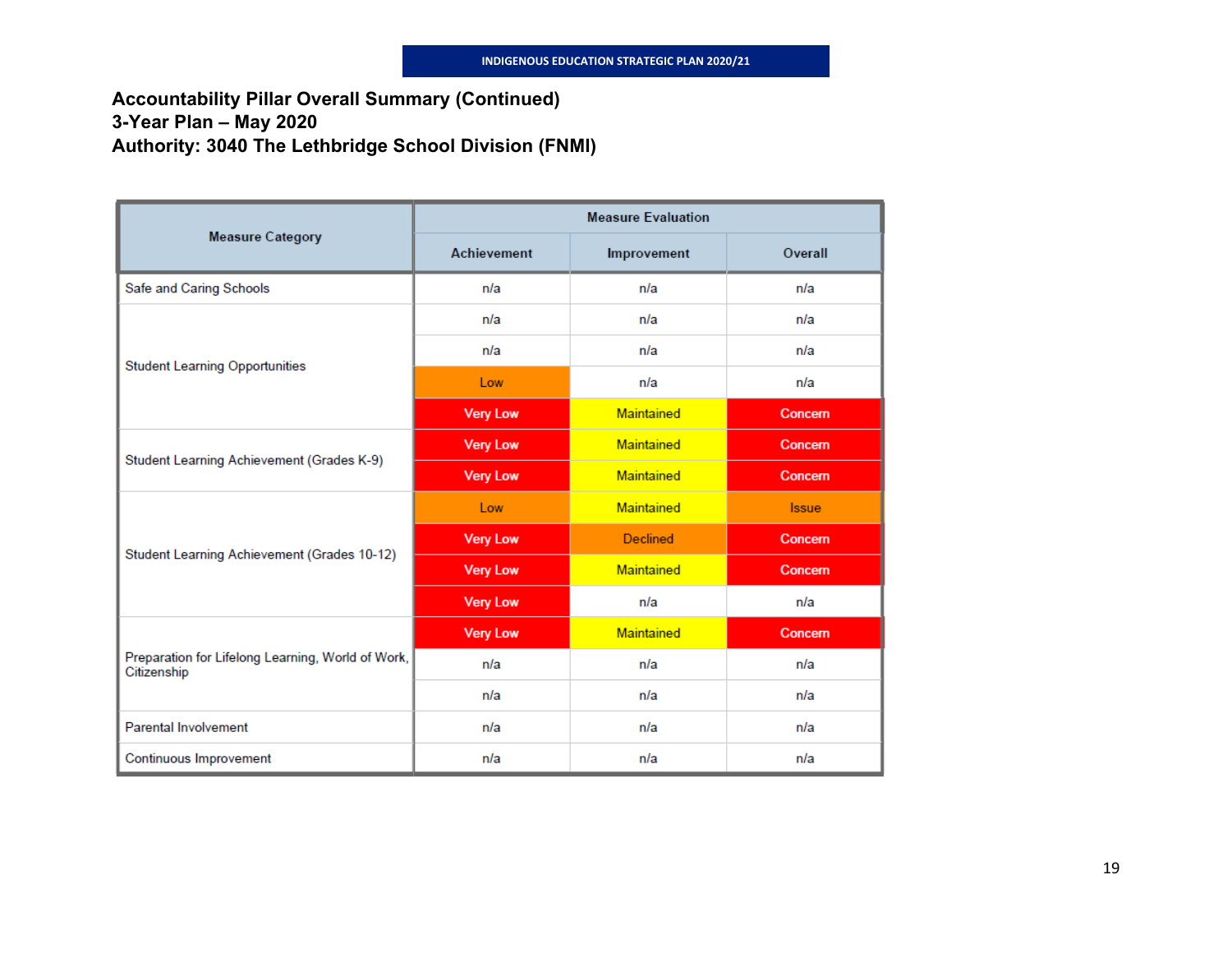**Accountability Pillar Overall Summary (Continued)**
**3-Year Plan – May 2020**
**Authority: 3040 The Lethbridge School Division (FNMI)**

| Measure Category | Measure Evaluation | | |
|---|---|---|---|
| | Achievement | Improvement | Overall |
| Safe and Caring Schools | n/a | n/a | n/a |
| Student Learning Opportunities | n/a | n/a | n/a |
| | n/a | n/a | n/a |
| | Low | n/a | n/a |
| | Very Low | Maintained | Concern |
| Student Learning Achievement (Grades K-9) | Very Low | Maintained | Concern |
| | Very Low | Maintained | Concern |
| Student Learning Achievement (Grades 10-12) | Low | Maintained | Issue |
| | Very Low | Declined | Concern |
| | Very Low | Maintained | Concern |
| | Very Low | n/a | n/a |
| Preparation for Lifelong Learning, World of Work, Citizenship | Very Low | Maintained | Concern |
| | n/a | n/a | n/a |
| | n/a | n/a | n/a |
| Parental Involvement | n/a | n/a | n/a |
| Continuous Improvement | n/a | n/a | n/a |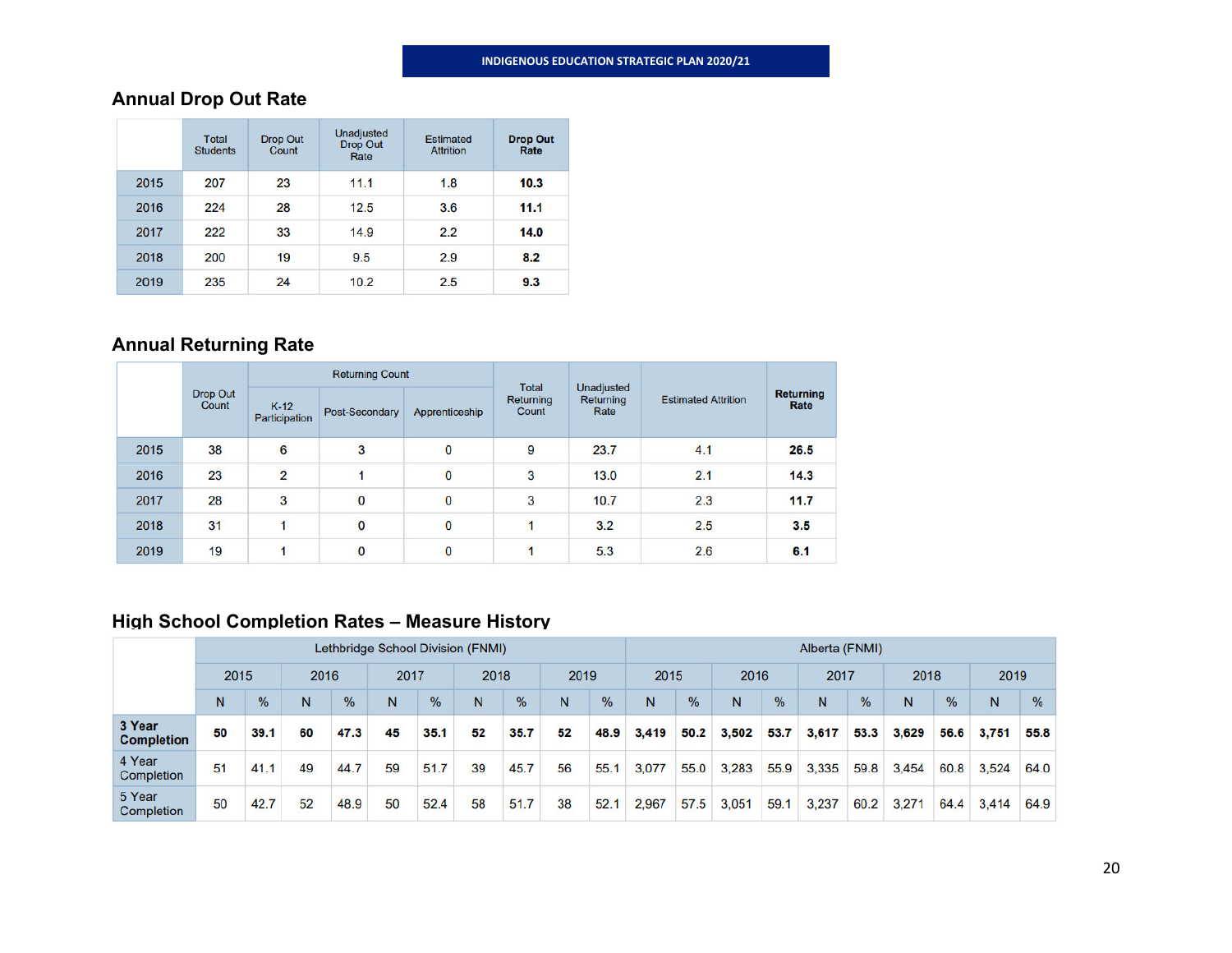## Annual Drop Out Rate

| | Total Students | Drop Out Count | Unadjusted Drop Out Rate | Estimated Attrition | **Drop Out Rate** |
|---|---|---|---|---|---|
| 2015 | 207 | 23 | 11.1 | 1.8 | **10.3** |
| 2016 | 224 | 28 | 12.5 | 3.6 | **11.1** |
| 2017 | 222 | 33 | 14.9 | 2.2 | **14.0** |
| 2018 | 200 | 19 | 9.5 | 2.9 | **8.2** |
| 2019 | 235 | 24 | 10.2 | 2.5 | **9.3** |

## Annual Returning Rate

| | Drop Out Count | Returning Count | | | Total Returning Count | Unadjusted Returning Rate | Estimated Attrition | **Returning Rate** |
|---|---|---|---|---|---|---|---|---|
| | | K-12 Participation | Post-Secondary | Apprenticeship | | | | |
| 2015 | 38 | 6 | 3 | 0 | 9 | 23.7 | 4.1 | **26.5** |
| 2016 | 23 | 2 | 1 | 0 | 3 | 13.0 | 2.1 | **14.3** |
| 2017 | 28 | 3 | 0 | 0 | 3 | 10.7 | 2.3 | **11.7** |
| 2018 | 31 | 1 | 0 | 0 | 1 | 3.2 | 2.5 | **3.5** |
| 2019 | 19 | 1 | 0 | 0 | 1 | 5.3 | 2.6 | **6.1** |

## High School Completion Rates – Measure History

| | Lethbridge School Division (FNMI) | | | | | | | | | | Alberta (FNMI) | | | | | | | | | |
|---|---|---|---|---|---|---|---|---|---|---|---|---|---|---|---|---|---|---|---|---|
| | 2015 | | 2016 | | 2017 | | 2018 | | 2019 | | 2015 | | 2016 | | 2017 | | 2018 | | 2019 | |
| | N | % | N | % | N | % | N | % | N | % | N | % | N | % | N | % | N | % | N | % |
| **3 Year Completion** | **50** | **39.1** | **60** | **47.3** | **45** | **35.1** | **52** | **35.7** | **52** | **48.9** | **3,419** | **50.2** | **3,502** | **53.7** | **3,617** | **53.3** | **3,629** | **56.6** | **3,751** | **55.8** |
| 4 Year Completion | 51 | 41.1 | 49 | 44.7 | 59 | 51.7 | 39 | 45.7 | 56 | 55.1 | 3,077 | 55.0 | 3,283 | 55.9 | 3,335 | 59.8 | 3,454 | 60.8 | 3,524 | 64.0 |
| 5 Year Completion | 50 | 42.7 | 52 | 48.9 | 50 | 52.4 | 58 | 51.7 | 38 | 52.1 | 2,967 | 57.5 | 3,051 | 59.1 | 3,237 | 60.2 | 3,271 | 64.4 | 3,414 | 64.9 |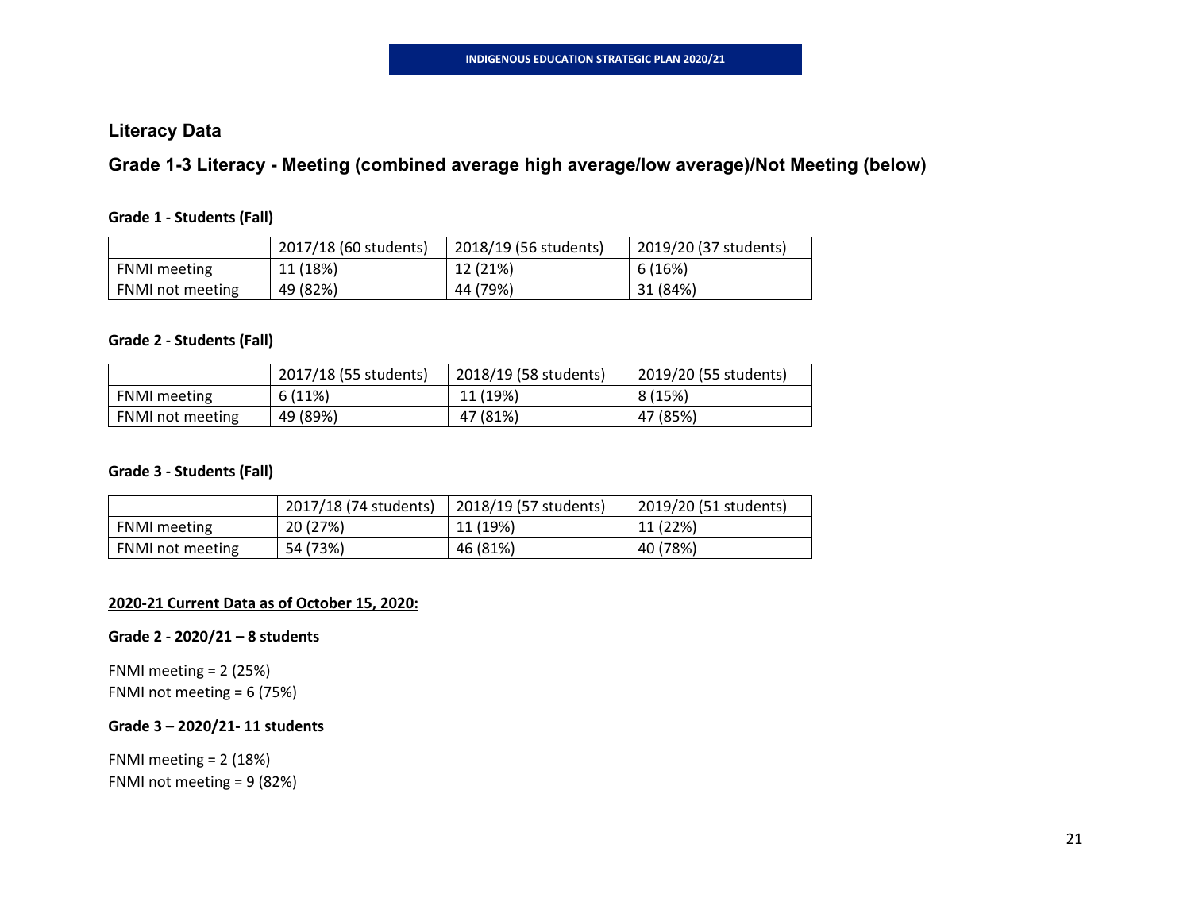## Literacy Data

### Grade 1-3 Literacy - Meeting (combined average high average/low average)/Not Meeting (below)

**Grade 1 - Students (Fall)**

| | 2017/18 (60 students) | 2018/19 (56 students) | 2019/20 (37 students) |
|---|---|---|---|
| FNMI meeting | 11 (18%) | 12 (21%) | 6 (16%) |
| FNMI not meeting | 49 (82%) | 44 (79%) | 31 (84%) |

**Grade 2 - Students (Fall)**

| | 2017/18 (55 students) | 2018/19 (58 students) | 2019/20 (55 students) |
|---|---|---|---|
| FNMI meeting | 6 (11%) | 11 (19%) | 8 (15%) |
| FNMI not meeting | 49 (89%) | 47 (81%) | 47 (85%) |

**Grade 3 - Students (Fall)**

| | 2017/18 (74 students) | 2018/19 (57 students) | 2019/20 (51 students) |
|---|---|---|---|
| FNMI meeting | 20 (27%) | 11 (19%) | 11 (22%) |
| FNMI not meeting | 54 (73%) | 46 (81%) | 40 (78%) |

**2020-21 Current Data as of October 15, 2020:**

**Grade 2 - 2020/21 – 8 students**

FNMI meeting = 2 (25%)
FNMI not meeting = 6 (75%)

**Grade 3 – 2020/21- 11 students**

FNMI meeting = 2 (18%)
FNMI not meeting = 9 (82%)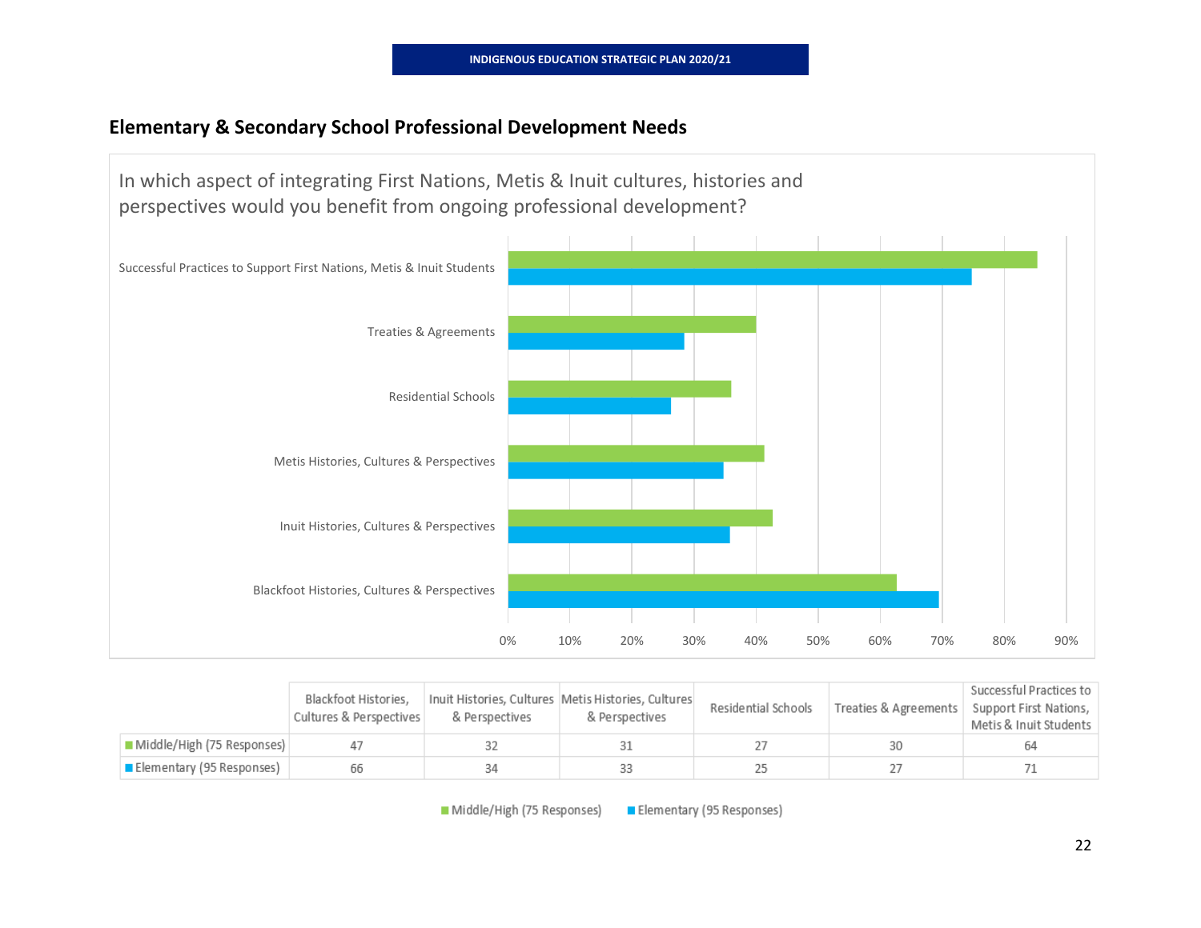## Elementary & Secondary School Professional Development Needs

In which aspect of integrating First Nations, Metis & Inuit cultures, histories and perspectives would you benefit from ongoing professional development?

| | Blackfoot Histories, Cultures & Perspectives | Inuit Histories, Cultures & Perspectives | Metis Histories, Cultures & Perspectives | Residential Schools | Treaties & Agreements | Successful Practices to Support First Nations, Metis & Inuit Students |
|---|---|---|---|---|---|---|
| Middle/High (75 Responses) | 47 | 32 | 31 | 27 | 30 | 64 |
| Elementary (95 Responses) | 66 | 34 | 33 | 25 | 27 | 71 |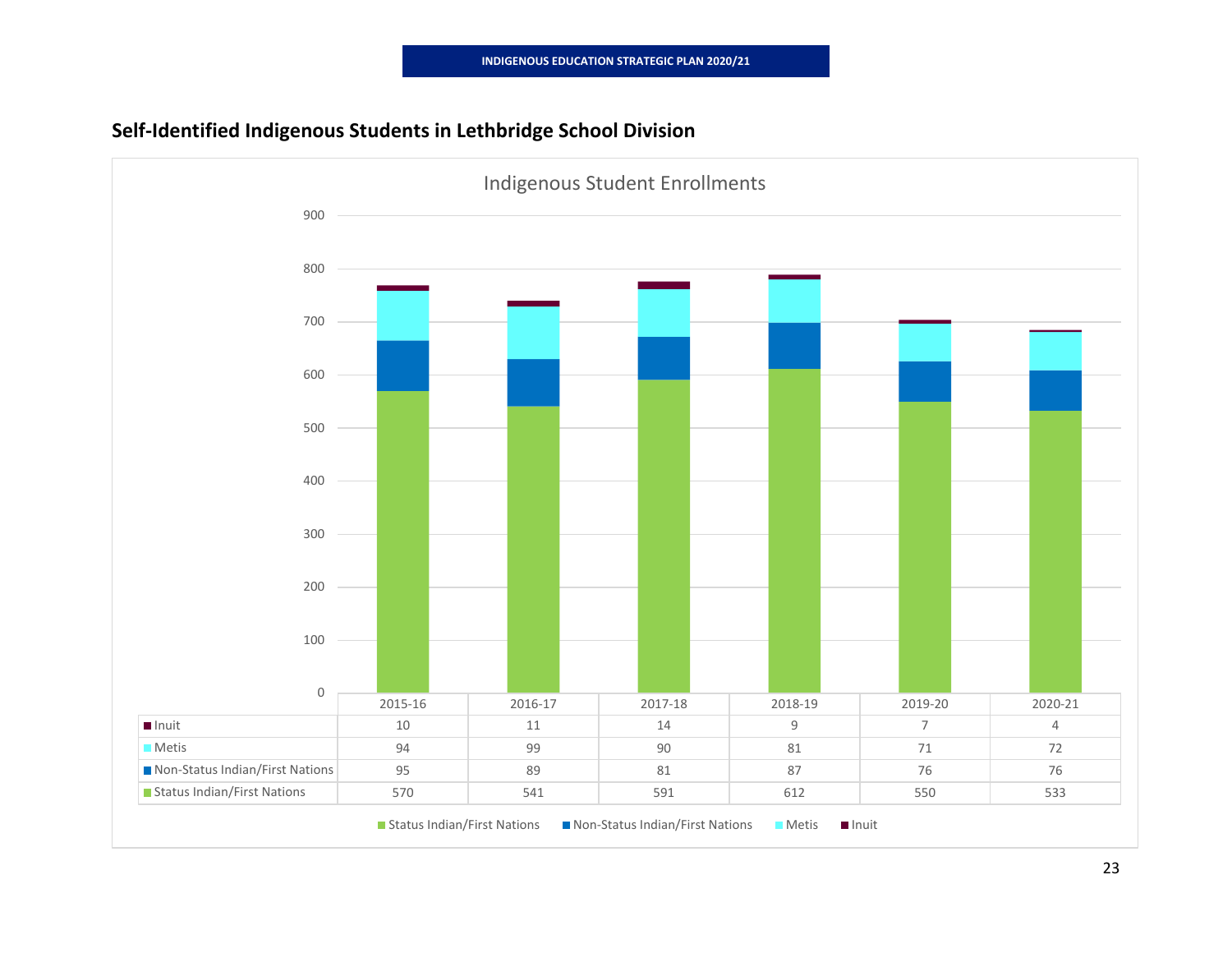## Self-Identified Indigenous Students in Lethbridge School Division

Indigenous Student Enrollments

900
800
700
600
500
400
300
200
100
0

| | 2015-16 | 2016-17 | 2017-18 | 2018-19 | 2019-20 | 2020-21 |
|---|---|---|---|---|---|---|
| Inuit | 10 | 11 | 14 | 9 | 7 | 4 |
| Metis | 94 | 99 | 90 | 81 | 71 | 72 |
| Non-Status Indian/First Nations | 95 | 89 | 81 | 87 | 76 | 76 |
| Status Indian/First Nations | 570 | 541 | 591 | 612 | 550 | 533 |

Status Indian/First Nations
Non-Status Indian/First Nations
Metis
Inuit